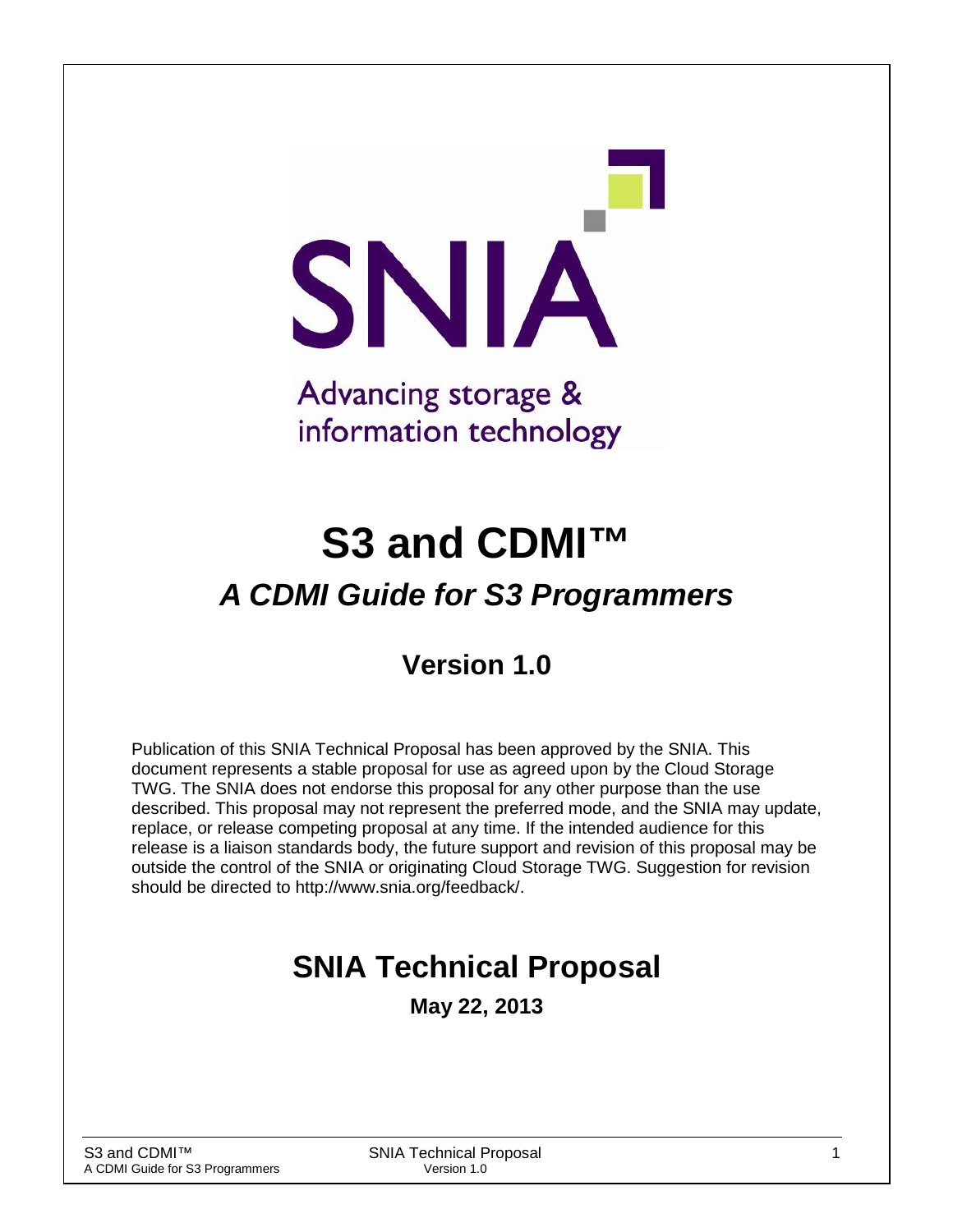SNIA

Advancing storage & information technology

# S3 and CDMI™

## *A CDMI Guide for S3 Programmers*

### Version 1.0

Publication of this SNIA Technical Proposal has been approved by the SNIA. This document represents a stable proposal for use as agreed upon by the Cloud Storage TWG. The SNIA does not endorse this proposal for any other purpose than the use described. This proposal may not represent the preferred mode, and the SNIA may update, replace, or release competing proposal at any time. If the intended audience for this release is a liaison standards body, the future support and revision of this proposal may be outside the control of the SNIA or originating Cloud Storage TWG. Suggestion for revision should be directed to http://www.snia.org/feedback/.

## SNIA Technical Proposal

**May 22, 2013**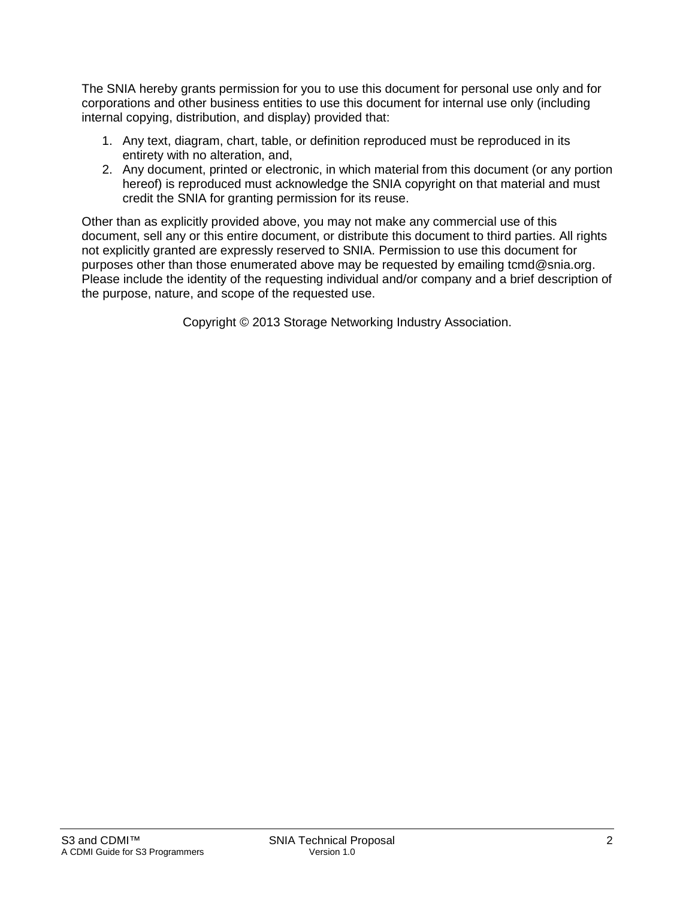The SNIA hereby grants permission for you to use this document for personal use only and for corporations and other business entities to use this document for internal use only (including internal copying, distribution, and display) provided that:

1. Any text, diagram, chart, table, or definition reproduced must be reproduced in its entirety with no alteration, and,
2. Any document, printed or electronic, in which material from this document (or any portion hereof) is reproduced must acknowledge the SNIA copyright on that material and must credit the SNIA for granting permission for its reuse.

Other than as explicitly provided above, you may not make any commercial use of this document, sell any or this entire document, or distribute this document to third parties. All rights not explicitly granted are expressly reserved to SNIA. Permission to use this document for purposes other than those enumerated above may be requested by emailing tcmd@snia.org. Please include the identity of the requesting individual and/or company and a brief description of the purpose, nature, and scope of the requested use.

Copyright © 2013 Storage Networking Industry Association.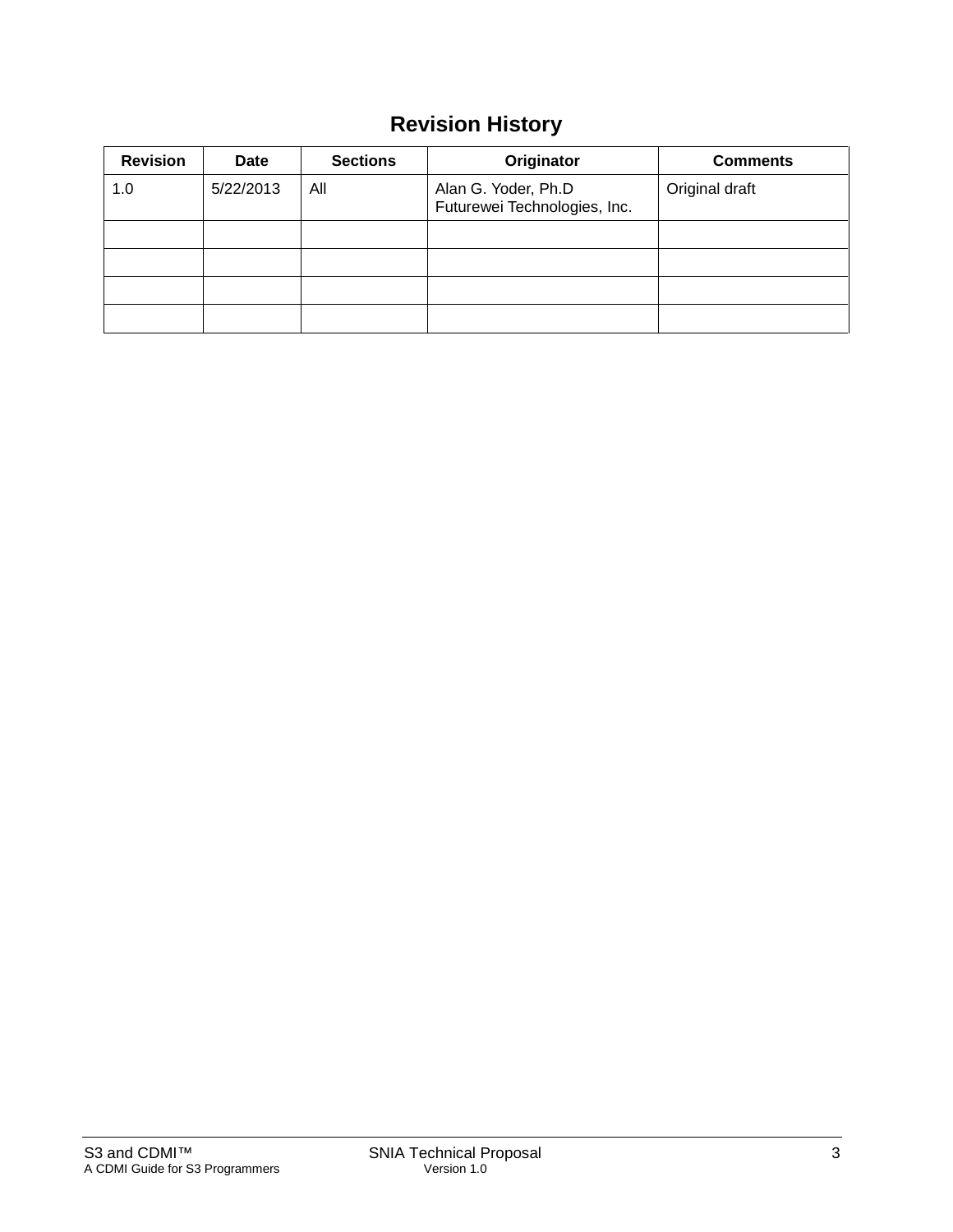# Revision History

| Revision | Date | Sections | Originator | Comments |
|---|---|---|---|---|
| 1.0 | 5/22/2013 | All | Alan G. Yoder, Ph.D<br>Futurewei Technologies, Inc. | Original draft |
| | | | | |
| | | | | |
| | | | | |
| | | | | |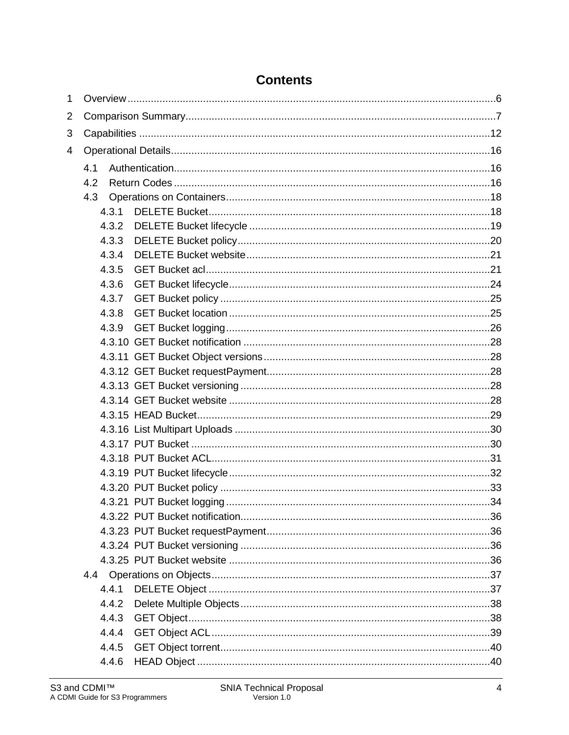# Contents

1 Overview ........ 6

2 Comparison Summary ........ 7

3 Capabilities ........ 12

4 Operational Details ........ 16

- 4.1 Authentication ........ 16
- 4.2 Return Codes ........ 16
- 4.3 Operations on Containers ........ 18
  - 4.3.1 DELETE Bucket ........ 18
  - 4.3.2 DELETE Bucket lifecycle ........ 19
  - 4.3.3 DELETE Bucket policy ........ 20
  - 4.3.4 DELETE Bucket website ........ 21
  - 4.3.5 GET Bucket acl ........ 21
  - 4.3.6 GET Bucket lifecycle ........ 24
  - 4.3.7 GET Bucket policy ........ 25
  - 4.3.8 GET Bucket location ........ 25
  - 4.3.9 GET Bucket logging ........ 26
  - 4.3.10 GET Bucket notification ........ 28
  - 4.3.11 GET Bucket Object versions ........ 28
  - 4.3.12 GET Bucket requestPayment ........ 28
  - 4.3.13 GET Bucket versioning ........ 28
  - 4.3.14 GET Bucket website ........ 28
  - 4.3.15 HEAD Bucket ........ 29
  - 4.3.16 List Multipart Uploads ........ 30
  - 4.3.17 PUT Bucket ........ 30
  - 4.3.18 PUT Bucket ACL ........ 31
  - 4.3.19 PUT Bucket lifecycle ........ 32
  - 4.3.20 PUT Bucket policy ........ 33
  - 4.3.21 PUT Bucket logging ........ 34
  - 4.3.22 PUT Bucket notification ........ 36
  - 4.3.23 PUT Bucket requestPayment ........ 36
  - 4.3.24 PUT Bucket versioning ........ 36
  - 4.3.25 PUT Bucket website ........ 36
- 4.4 Operations on Objects ........ 37
  - 4.4.1 DELETE Object ........ 37
  - 4.4.2 Delete Multiple Objects ........ 38
  - 4.4.3 GET Object ........ 38
  - 4.4.4 GET Object ACL ........ 39
  - 4.4.5 GET Object torrent ........ 40
  - 4.4.6 HEAD Object ........ 40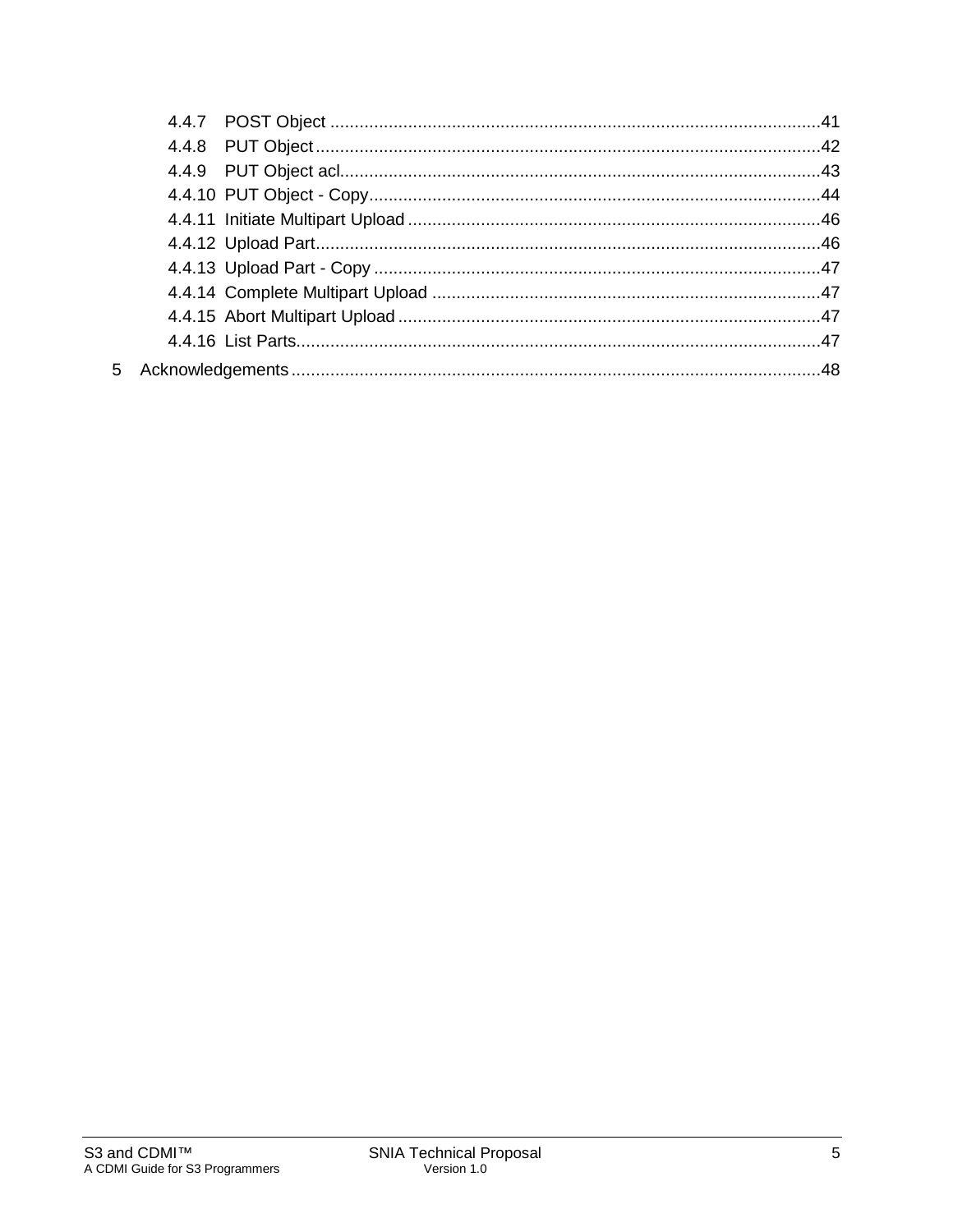- 4.4.7 POST Object ....................................................................................................41
- 4.4.8 PUT Object......................................................................................................42
- 4.4.9 PUT Object acl.................................................................................................43
- 4.4.10 PUT Object - Copy...........................................................................................44
- 4.4.11 Initiate Multipart Upload...................................................................................46
- 4.4.12 Upload Part......................................................................................................46
- 4.4.13 Upload Part - Copy ..........................................................................................47
- 4.4.14 Complete Multipart Upload ...............................................................................47
- 4.4.15 Abort Multipart Upload.....................................................................................47
- 4.4.16 List Parts..........................................................................................................47

5 Acknowledgements...........................................................................................................48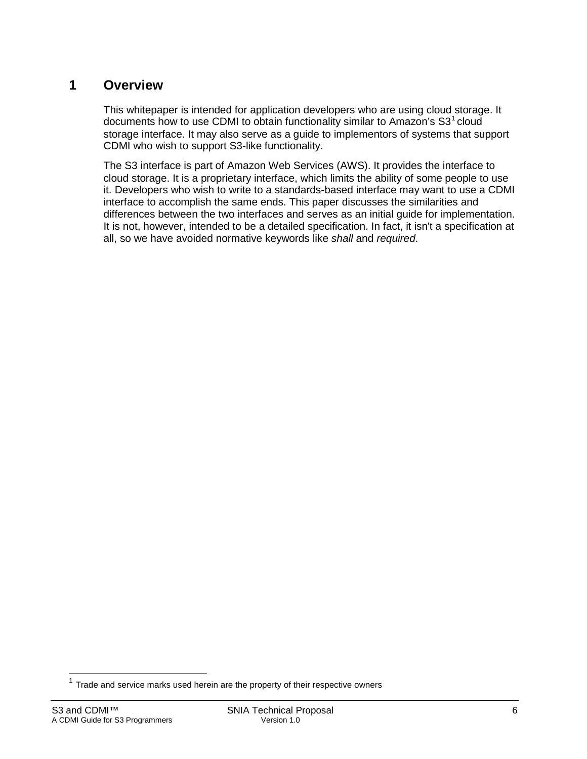# 1 Overview

This whitepaper is intended for application developers who are using cloud storage. It documents how to use CDMI to obtain functionality similar to Amazon's S3[1] cloud storage interface. It may also serve as a guide to implementors of systems that support CDMI who wish to support S3-like functionality.

The S3 interface is part of Amazon Web Services (AWS). It provides the interface to cloud storage. It is a proprietary interface, which limits the ability of some people to use it. Developers who wish to write to a standards-based interface may want to use a CDMI interface to accomplish the same ends. This paper discusses the similarities and differences between the two interfaces and serves as an initial guide for implementation. It is not, however, intended to be a detailed specification. In fact, it isn't a specification at all, so we have avoided normative keywords like *shall* and *required*.

[1] Trade and service marks used herein are the property of their respective owners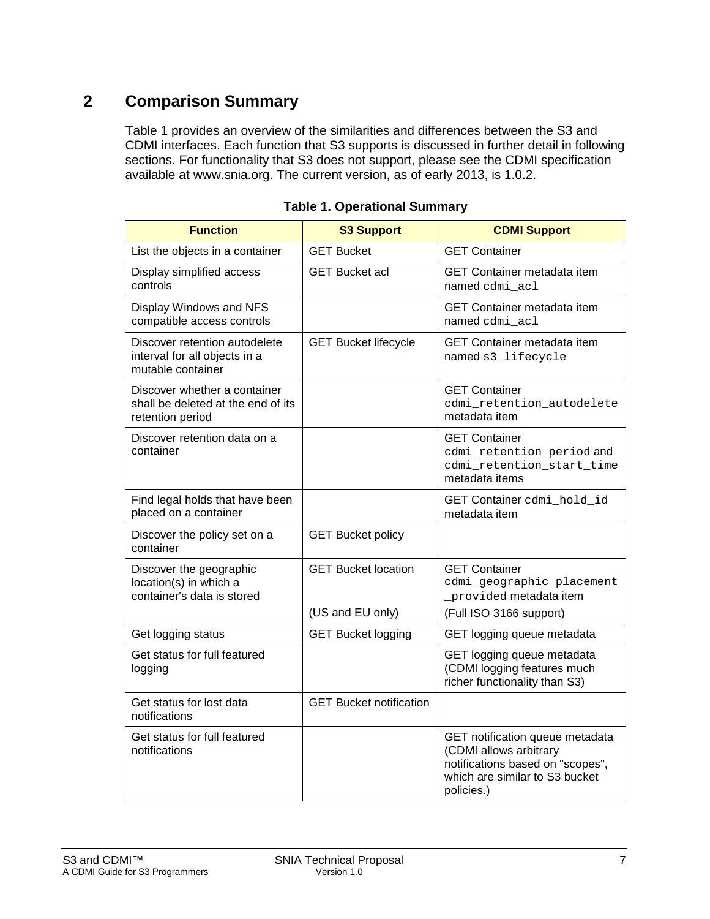# 2 Comparison Summary

Table 1 provides an overview of the similarities and differences between the S3 and CDMI interfaces. Each function that S3 supports is discussed in further detail in following sections. For functionality that S3 does not support, please see the CDMI specification available at www.snia.org. The current version, as of early 2013, is 1.0.2.

**Table 1. Operational Summary**

| Function | S3 Support | CDMI Support |
| --- | --- | --- |
| List the objects in a container | GET Bucket | GET Container |
| Display simplified access controls | GET Bucket acl | GET Container metadata item named `cdmi_acl` |
| Display Windows and NFS compatible access controls | | GET Container metadata item named `cdmi_acl` |
| Discover retention autodelete interval for all objects in a mutable container | GET Bucket lifecycle | GET Container metadata item named `s3_lifecycle` |
| Discover whether a container shall be deleted at the end of its retention period | | GET Container `cdmi_retention_autodelete` metadata item |
| Discover retention data on a container | | GET Container `cdmi_retention_period` and `cdmi_retention_start_time` metadata items |
| Find legal holds that have been placed on a container | | GET Container `cdmi_hold_id` metadata item |
| Discover the policy set on a container | GET Bucket policy | |
| Discover the geographic location(s) in which a container's data is stored | GET Bucket location<br><br>(US and EU only) | GET Container `cdmi_geographic_placement_provided` metadata item<br>(Full ISO 3166 support) |
| Get logging status | GET Bucket logging | GET logging queue metadata |
| Get status for full featured logging | | GET logging queue metadata (CDMI logging features much richer functionality than S3) |
| Get status for lost data notifications | GET Bucket notification | |
| Get status for full featured notifications | | GET notification queue metadata (CDMI allows arbitrary notifications based on "scopes", which are similar to S3 bucket policies.) |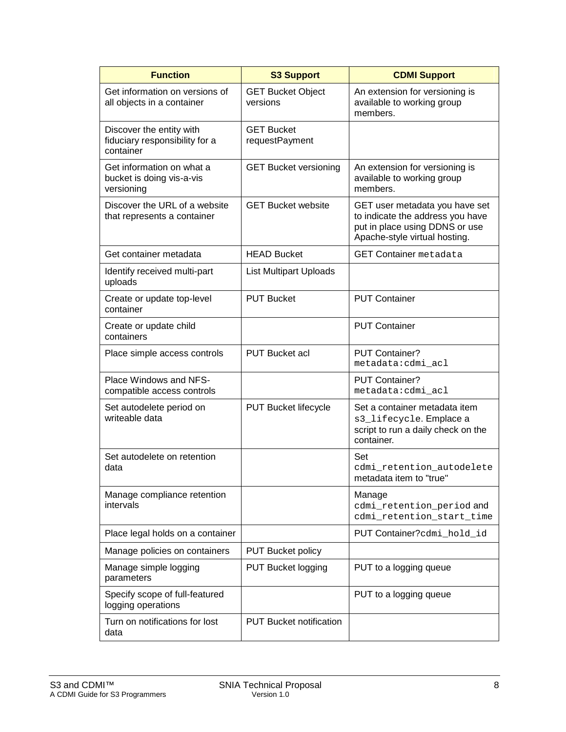| Function | S3 Support | CDMI Support |
|---|---|---|
| Get information on versions of all objects in a container | GET Bucket Object versions | An extension for versioning is available to working group members. |
| Discover the entity with fiduciary responsibility for a container | GET Bucket requestPayment | |
| Get information on what a bucket is doing vis-a-vis versioning | GET Bucket versioning | An extension for versioning is available to working group members. |
| Discover the URL of a website that represents a container | GET Bucket website | GET user metadata you have set to indicate the address you have put in place using DDNS or use Apache-style virtual hosting. |
| Get container metadata | HEAD Bucket | GET Container `metadata` |
| Identify received multi-part uploads | List Multipart Uploads | |
| Create or update top-level container | PUT Bucket | PUT Container |
| Create or update child containers | | PUT Container |
| Place simple access controls | PUT Bucket acl | PUT Container? `metadata:cdmi_acl` |
| Place Windows and NFS-compatible access controls | | PUT Container? `metadata:cdmi_acl` |
| Set autodelete period on writeable data | PUT Bucket lifecycle | Set a container metadata item `s3_lifecycle`. Emplace a script to run a daily check on the container. |
| Set autodelete on retention data | | Set `cdmi_retention_autodelete` metadata item to "true" |
| Manage compliance retention intervals | | Manage `cdmi_retention_period` and `cdmi_retention_start_time` |
| Place legal holds on a container | | PUT Container?`cdmi_hold_id` |
| Manage policies on containers | PUT Bucket policy | |
| Manage simple logging parameters | PUT Bucket logging | PUT to a logging queue |
| Specify scope of full-featured logging operations | | PUT to a logging queue |
| Turn on notifications for lost data | PUT Bucket notification | |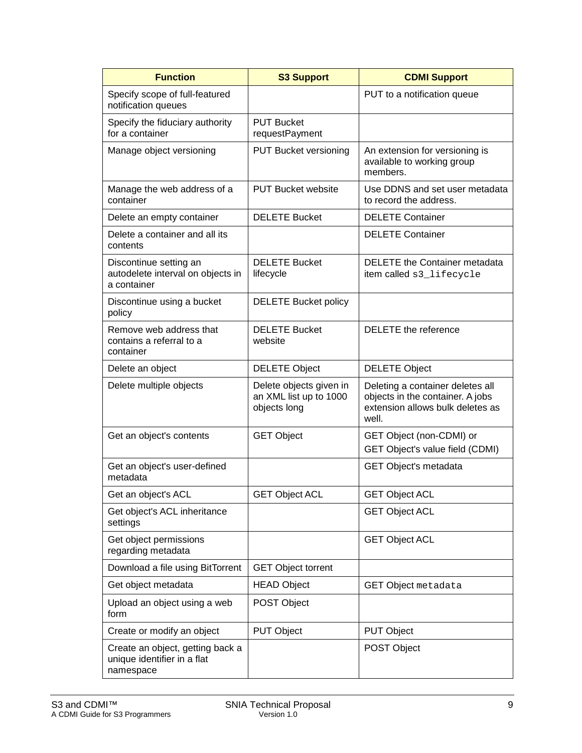| Function | S3 Support | CDMI Support |
|---|---|---|
| Specify scope of full-featured notification queues | | PUT to a notification queue |
| Specify the fiduciary authority for a container | PUT Bucket requestPayment | |
| Manage object versioning | PUT Bucket versioning | An extension for versioning is available to working group members. |
| Manage the web address of a container | PUT Bucket website | Use DDNS and set user metadata to record the address. |
| Delete an empty container | DELETE Bucket | DELETE Container |
| Delete a container and all its contents | | DELETE Container |
| Discontinue setting an autodelete interval on objects in a container | DELETE Bucket lifecycle | DELETE the Container metadata item called `s3_lifecycle` |
| Discontinue using a bucket policy | DELETE Bucket policy | |
| Remove web address that contains a referral to a container | DELETE Bucket website | DELETE the reference |
| Delete an object | DELETE Object | DELETE Object |
| Delete multiple objects | Delete objects given in an XML list up to 1000 objects long | Deleting a container deletes all objects in the container. A jobs extension allows bulk deletes as well. |
| Get an object's contents | GET Object | GET Object (non-CDMI) or GET Object's value field (CDMI) |
| Get an object's user-defined metadata | | GET Object's metadata |
| Get an object's ACL | GET Object ACL | GET Object ACL |
| Get object's ACL inheritance settings | | GET Object ACL |
| Get object permissions regarding metadata | | GET Object ACL |
| Download a file using BitTorrent | GET Object torrent | |
| Get object metadata | HEAD Object | GET Object `metadata` |
| Upload an object using a web form | POST Object | |
| Create or modify an object | PUT Object | PUT Object |
| Create an object, getting back a unique identifier in a flat namespace | | POST Object |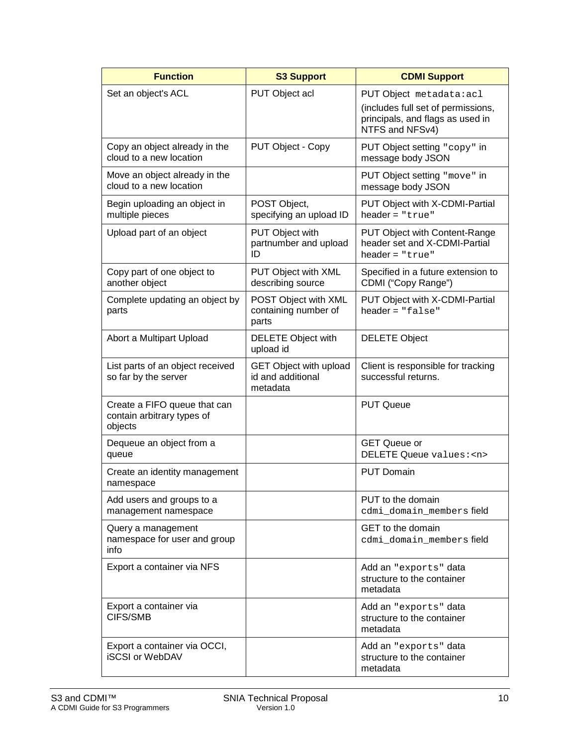| Function | S3 Support | CDMI Support |
|---|---|---|
| Set an object's ACL | PUT Object acl | PUT Object `metadata:acl` (includes full set of permissions, principals, and flags as used in NTFS and NFSv4) |
| Copy an object already in the cloud to a new location | PUT Object - Copy | PUT Object setting `"copy"` in message body JSON |
| Move an object already in the cloud to a new location | | PUT Object setting `"move"` in message body JSON |
| Begin uploading an object in multiple pieces | POST Object, specifying an upload ID | PUT Object with X-CDMI-Partial header = `"true"` |
| Upload part of an object | PUT Object with partnumber and upload ID | PUT Object with Content-Range header set and X-CDMI-Partial header = `"true"` |
| Copy part of one object to another object | PUT Object with XML describing source | Specified in a future extension to CDMI (“Copy Range”) |
| Complete updating an object by parts | POST Object with XML containing number of parts | PUT Object with X-CDMI-Partial header = `"false"` |
| Abort a Multipart Upload | DELETE Object with upload id | DELETE Object |
| List parts of an object received so far by the server | GET Object with upload id and additional metadata | Client is responsible for tracking successful returns. |
| Create a FIFO queue that can contain arbitrary types of objects | | PUT Queue |
| Dequeue an object from a queue | | GET Queue or DELETE Queue `values:<n>` |
| Create an identity management namespace | | PUT Domain |
| Add users and groups to a management namespace | | PUT to the domain `cdmi_domain_members` field |
| Query a management namespace for user and group info | | GET to the domain `cdmi_domain_members` field |
| Export a container via NFS | | Add an `"exports"` data structure to the container metadata |
| Export a container via CIFS/SMB | | Add an `"exports"` data structure to the container metadata |
| Export a container via OCCI, iSCSI or WebDAV | | Add an `"exports"` data structure to the container metadata |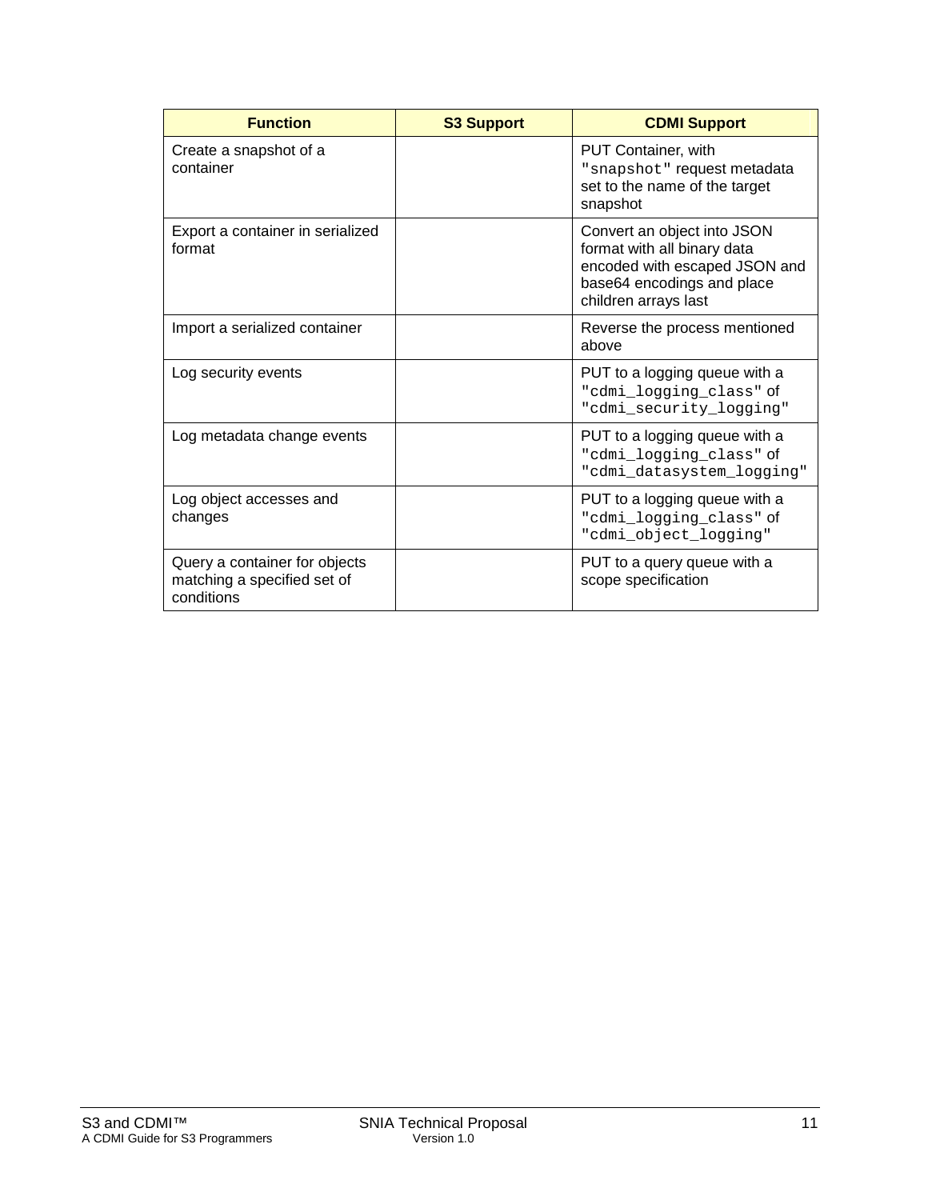| Function | S3 Support | CDMI Support |
| --- | --- | --- |
| Create a snapshot of a container | | PUT Container, with `"snapshot"` request metadata set to the name of the target snapshot |
| Export a container in serialized format | | Convert an object into JSON format with all binary data encoded with escaped JSON and base64 encodings and place children arrays last |
| Import a serialized container | | Reverse the process mentioned above |
| Log security events | | PUT to a logging queue with a `"cdmi_logging_class"` of `"cdmi_security_logging"` |
| Log metadata change events | | PUT to a logging queue with a `"cdmi_logging_class"` of `"cdmi_datasystem_logging"` |
| Log object accesses and changes | | PUT to a logging queue with a `"cdmi_logging_class"` of `"cdmi_object_logging"` |
| Query a container for objects matching a specified set of conditions | | PUT to a query queue with a scope specification |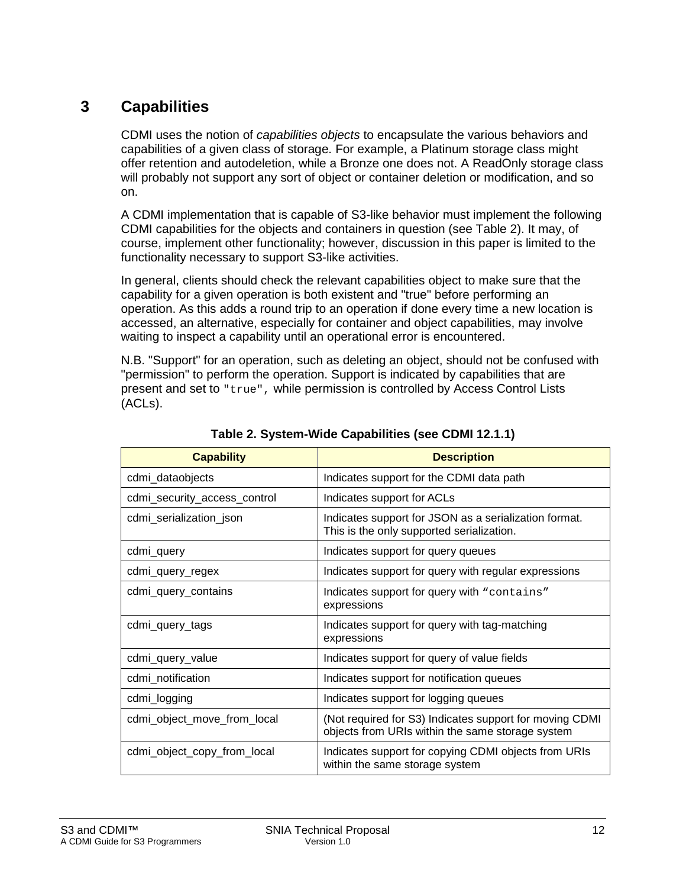# 3 Capabilities

CDMI uses the notion of *capabilities objects* to encapsulate the various behaviors and capabilities of a given class of storage. For example, a Platinum storage class might offer retention and autodeletion, while a Bronze one does not. A ReadOnly storage class will probably not support any sort of object or container deletion or modification, and so on.

A CDMI implementation that is capable of S3-like behavior must implement the following CDMI capabilities for the objects and containers in question (see Table 2). It may, of course, implement other functionality; however, discussion in this paper is limited to the functionality necessary to support S3-like activities.

In general, clients should check the relevant capabilities object to make sure that the capability for a given operation is both existent and "true" before performing an operation. As this adds a round trip to an operation if done every time a new location is accessed, an alternative, especially for container and object capabilities, may involve waiting to inspect a capability until an operational error is encountered.

N.B. "Support" for an operation, such as deleting an object, should not be confused with "permission" to perform the operation. Support is indicated by capabilities that are present and set to `"true",` while permission is controlled by Access Control Lists (ACLs).

**Table 2. System-Wide Capabilities (see CDMI 12.1.1)**

| Capability | Description |
|---|---|
| cdmi_dataobjects | Indicates support for the CDMI data path |
| cdmi_security_access_control | Indicates support for ACLs |
| cdmi_serialization_json | Indicates support for JSON as a serialization format. This is the only supported serialization. |
| cdmi_query | Indicates support for query queues |
| cdmi_query_regex | Indicates support for query with regular expressions |
| cdmi_query_contains | Indicates support for query with `“contains”` expressions |
| cdmi_query_tags | Indicates support for query with tag-matching expressions |
| cdmi_query_value | Indicates support for query of value fields |
| cdmi_notification | Indicates support for notification queues |
| cdmi_logging | Indicates support for logging queues |
| cdmi_object_move_from_local | (Not required for S3) Indicates support for moving CDMI objects from URIs within the same storage system |
| cdmi_object_copy_from_local | Indicates support for copying CDMI objects from URIs within the same storage system |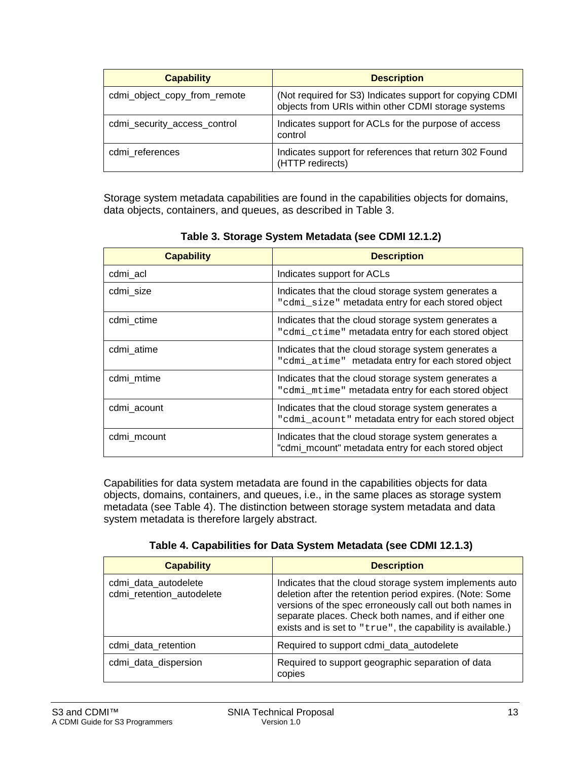| Capability | Description |
|---|---|
| cdmi_object_copy_from_remote | (Not required for S3) Indicates support for copying CDMI objects from URIs within other CDMI storage systems |
| cdmi_security_access_control | Indicates support for ACLs for the purpose of access control |
| cdmi_references | Indicates support for references that return 302 Found (HTTP redirects) |

Storage system metadata capabilities are found in the capabilities objects for domains, data objects, containers, and queues, as described in Table 3.

**Table 3. Storage System Metadata (see CDMI 12.1.2)**

| Capability | Description |
|---|---|
| cdmi_acl | Indicates support for ACLs |
| cdmi_size | Indicates that the cloud storage system generates a `"cdmi_size"` metadata entry for each stored object |
| cdmi_ctime | Indicates that the cloud storage system generates a `"cdmi_ctime"` metadata entry for each stored object |
| cdmi_atime | Indicates that the cloud storage system generates a `"cdmi_atime"` metadata entry for each stored object |
| cdmi_mtime | Indicates that the cloud storage system generates a `"cdmi_mtime"` metadata entry for each stored object |
| cdmi_acount | Indicates that the cloud storage system generates a `"cdmi_acount"` metadata entry for each stored object |
| cdmi_mcount | Indicates that the cloud storage system generates a "cdmi_mcount" metadata entry for each stored object |

Capabilities for data system metadata are found in the capabilities objects for data objects, domains, containers, and queues, i.e., in the same places as storage system metadata (see Table 4). The distinction between storage system metadata and data system metadata is therefore largely abstract.

**Table 4. Capabilities for Data System Metadata (see CDMI 12.1.3)**

| Capability | Description |
|---|---|
| cdmi_data_autodelete<br>cdmi_retention_autodelete | Indicates that the cloud storage system implements auto deletion after the retention period expires. (Note: Some versions of the spec erroneously call out both names in separate places. Check both names, and if either one exists and is set to `"true"`, the capability is available.) |
| cdmi_data_retention | Required to support cdmi_data_autodelete |
| cdmi_data_dispersion | Required to support geographic separation of data copies |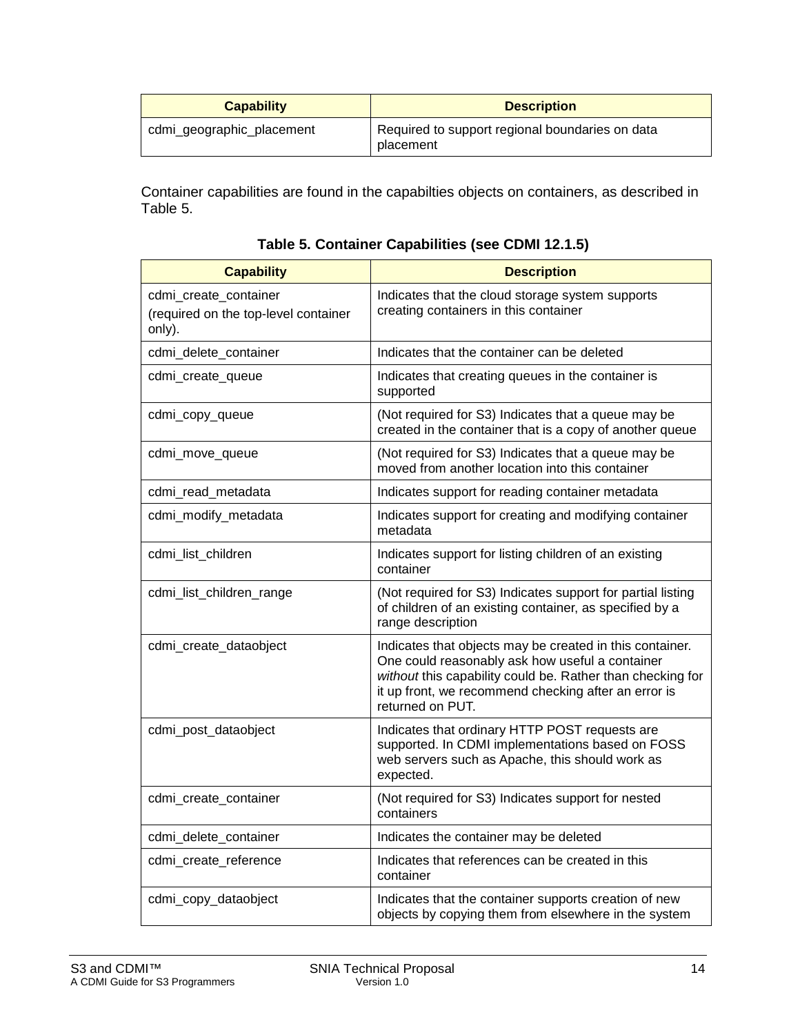| Capability | Description |
| --- | --- |
| cdmi_geographic_placement | Required to support regional boundaries on data placement |

Container capabilities are found in the capabilties objects on containers, as described in Table 5.

**Table 5. Container Capabilities (see CDMI 12.1.5)**

| Capability | Description |
| --- | --- |
| cdmi_create_container (required on the top-level container only). | Indicates that the cloud storage system supports creating containers in this container |
| cdmi_delete_container | Indicates that the container can be deleted |
| cdmi_create_queue | Indicates that creating queues in the container is supported |
| cdmi_copy_queue | (Not required for S3) Indicates that a queue may be created in the container that is a copy of another queue |
| cdmi_move_queue | (Not required for S3) Indicates that a queue may be moved from another location into this container |
| cdmi_read_metadata | Indicates support for reading container metadata |
| cdmi_modify_metadata | Indicates support for creating and modifying container metadata |
| cdmi_list_children | Indicates support for listing children of an existing container |
| cdmi_list_children_range | (Not required for S3) Indicates support for partial listing of children of an existing container, as specified by a range description |
| cdmi_create_dataobject | Indicates that objects may be created in this container. One could reasonably ask how useful a container *without* this capability could be. Rather than checking for it up front, we recommend checking after an error is returned on PUT. |
| cdmi_post_dataobject | Indicates that ordinary HTTP POST requests are supported. In CDMI implementations based on FOSS web servers such as Apache, this should work as expected. |
| cdmi_create_container | (Not required for S3) Indicates support for nested containers |
| cdmi_delete_container | Indicates the container may be deleted |
| cdmi_create_reference | Indicates that references can be created in this container |
| cdmi_copy_dataobject | Indicates that the container supports creation of new objects by copying them from elsewhere in the system |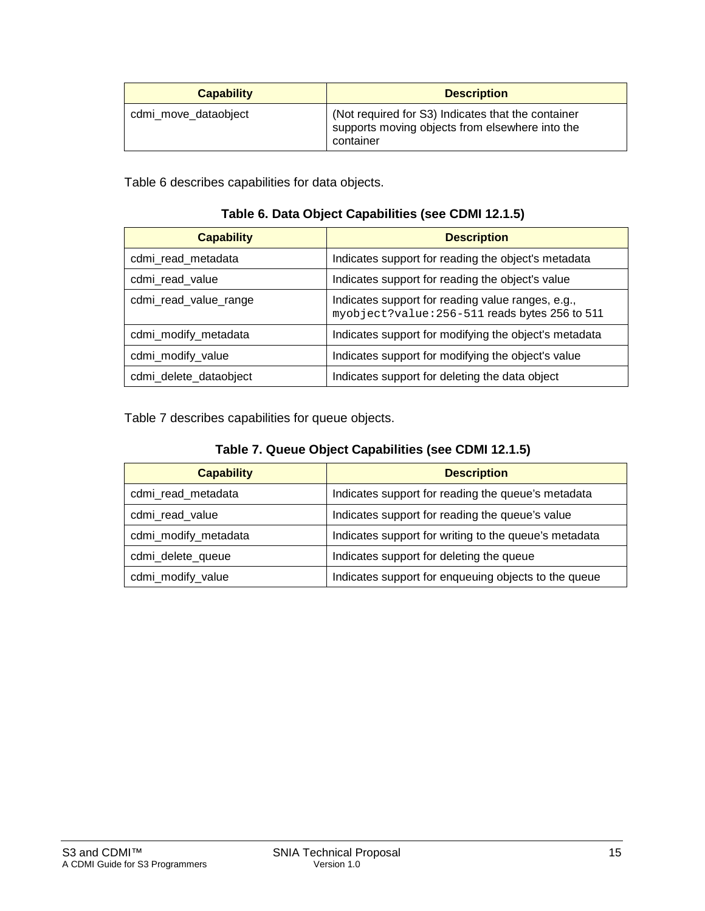| Capability | Description |
| --- | --- |
| cdmi_move_dataobject | (Not required for S3) Indicates that the container supports moving objects from elsewhere into the container |

Table 6 describes capabilities for data objects.

**Table 6. Data Object Capabilities (see CDMI 12.1.5)**

| Capability | Description |
| --- | --- |
| cdmi_read_metadata | Indicates support for reading the object's metadata |
| cdmi_read_value | Indicates support for reading the object's value |
| cdmi_read_value_range | Indicates support for reading value ranges, e.g., `myobject?value:256-511` reads bytes 256 to 511 |
| cdmi_modify_metadata | Indicates support for modifying the object's metadata |
| cdmi_modify_value | Indicates support for modifying the object's value |
| cdmi_delete_dataobject | Indicates support for deleting the data object |

Table 7 describes capabilities for queue objects.

**Table 7. Queue Object Capabilities (see CDMI 12.1.5)**

| Capability | Description |
| --- | --- |
| cdmi_read_metadata | Indicates support for reading the queue's metadata |
| cdmi_read_value | Indicates support for reading the queue's value |
| cdmi_modify_metadata | Indicates support for writing to the queue's metadata |
| cdmi_delete_queue | Indicates support for deleting the queue |
| cdmi_modify_value | Indicates support for enqueuing objects to the queue |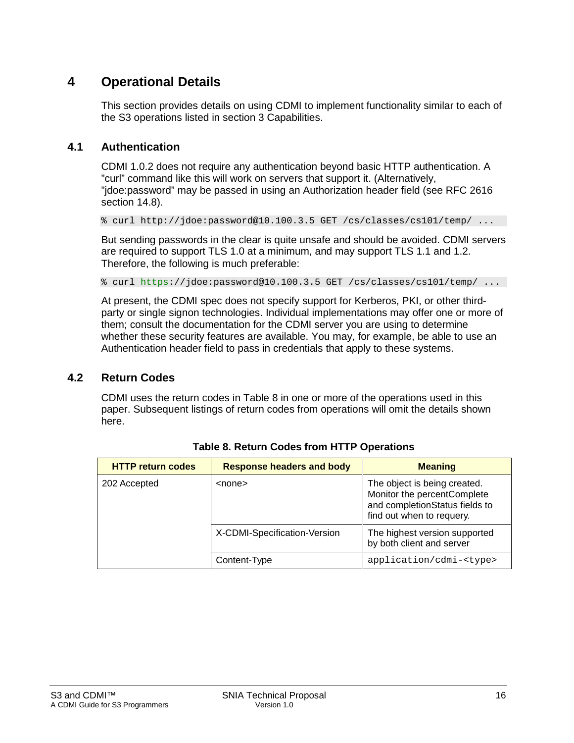# 4 Operational Details

This section provides details on using CDMI to implement functionality similar to each of the S3 operations listed in section 3 Capabilities.

## 4.1 Authentication

CDMI 1.0.2 does not require any authentication beyond basic HTTP authentication. A "curl" command like this will work on servers that support it. (Alternatively, "jdoe:password" may be passed in using an Authorization header field (see RFC 2616 section 14.8).

```
% curl http://jdoe:password@10.100.3.5 GET /cs/classes/cs101/temp/ ...
```

But sending passwords in the clear is quite unsafe and should be avoided. CDMI servers are required to support TLS 1.0 at a minimum, and may support TLS 1.1 and 1.2. Therefore, the following is much preferable:

```
% curl https://jdoe:password@10.100.3.5 GET /cs/classes/cs101/temp/ ...
```

At present, the CDMI spec does not specify support for Kerberos, PKI, or other third-party or single signon technologies. Individual implementations may offer one or more of them; consult the documentation for the CDMI server you are using to determine whether these security features are available. You may, for example, be able to use an Authentication header field to pass in credentials that apply to these systems.

## 4.2 Return Codes

CDMI uses the return codes in Table 8 in one or more of the operations used in this paper. Subsequent listings of return codes from operations will omit the details shown here.

**Table 8. Return Codes from HTTP Operations**

| HTTP return codes | Response headers and body | Meaning |
|---|---|---|
| 202 Accepted | <none> | The object is being created. Monitor the percentComplete and completionStatus fields to find out when to requery. |
| | X-CDMI-Specification-Version | The highest version supported by both client and server |
| | Content-Type | `application/cdmi-<type>` |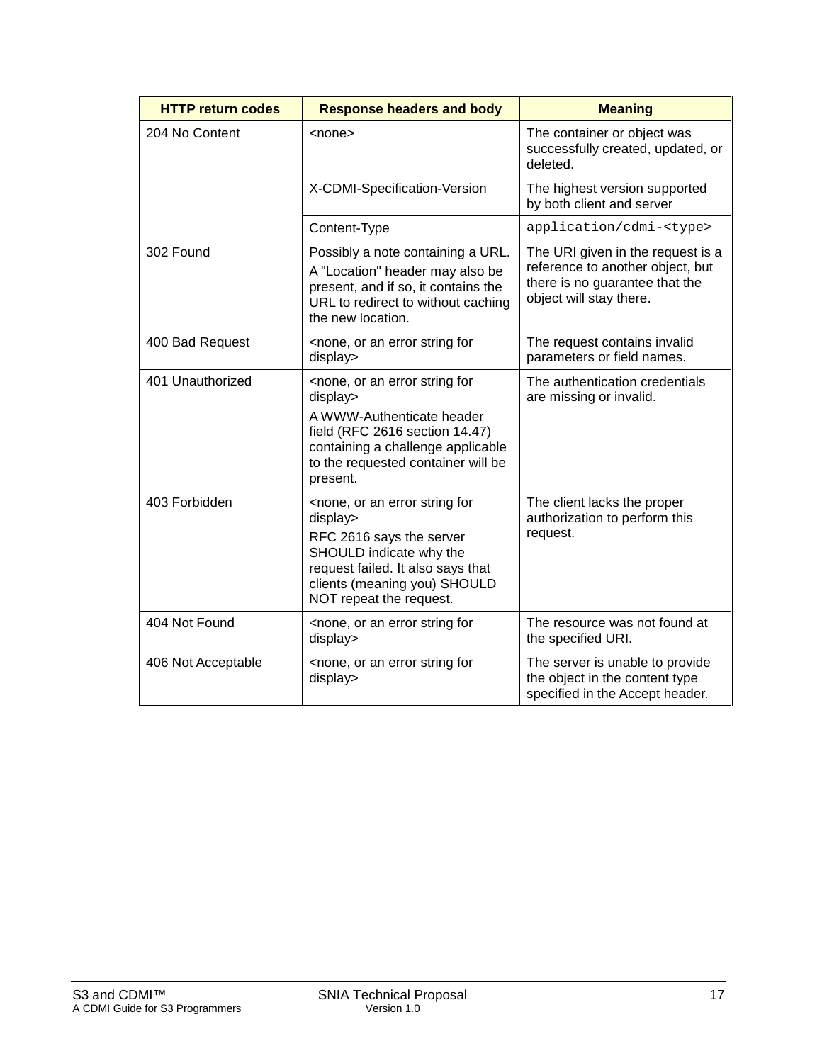| HTTP return codes | Response headers and body | Meaning |
| --- | --- | --- |
| 204 No Content | <none> | The container or object was successfully created, updated, or deleted. |
| | X-CDMI-Specification-Version | The highest version supported by both client and server |
| | Content-Type | `application/cdmi-<type>` |
| 302 Found | Possibly a note containing a URL. A "Location" header may also be present, and if so, it contains the URL to redirect to without caching the new location. | The URI given in the request is a reference to another object, but there is no guarantee that the object will stay there. |
| 400 Bad Request | <none, or an error string for display> | The request contains invalid parameters or field names. |
| 401 Unauthorized | <none, or an error string for display> A WWW-Authenticate header field (RFC 2616 section 14.47) containing a challenge applicable to the requested container will be present. | The authentication credentials are missing or invalid. |
| 403 Forbidden | <none, or an error string for display> RFC 2616 says the server SHOULD indicate why the request failed. It also says that clients (meaning you) SHOULD NOT repeat the request. | The client lacks the proper authorization to perform this request. |
| 404 Not Found | <none, or an error string for display> | The resource was not found at the specified URI. |
| 406 Not Acceptable | <none, or an error string for display> | The server is unable to provide the object in the content type specified in the Accept header. |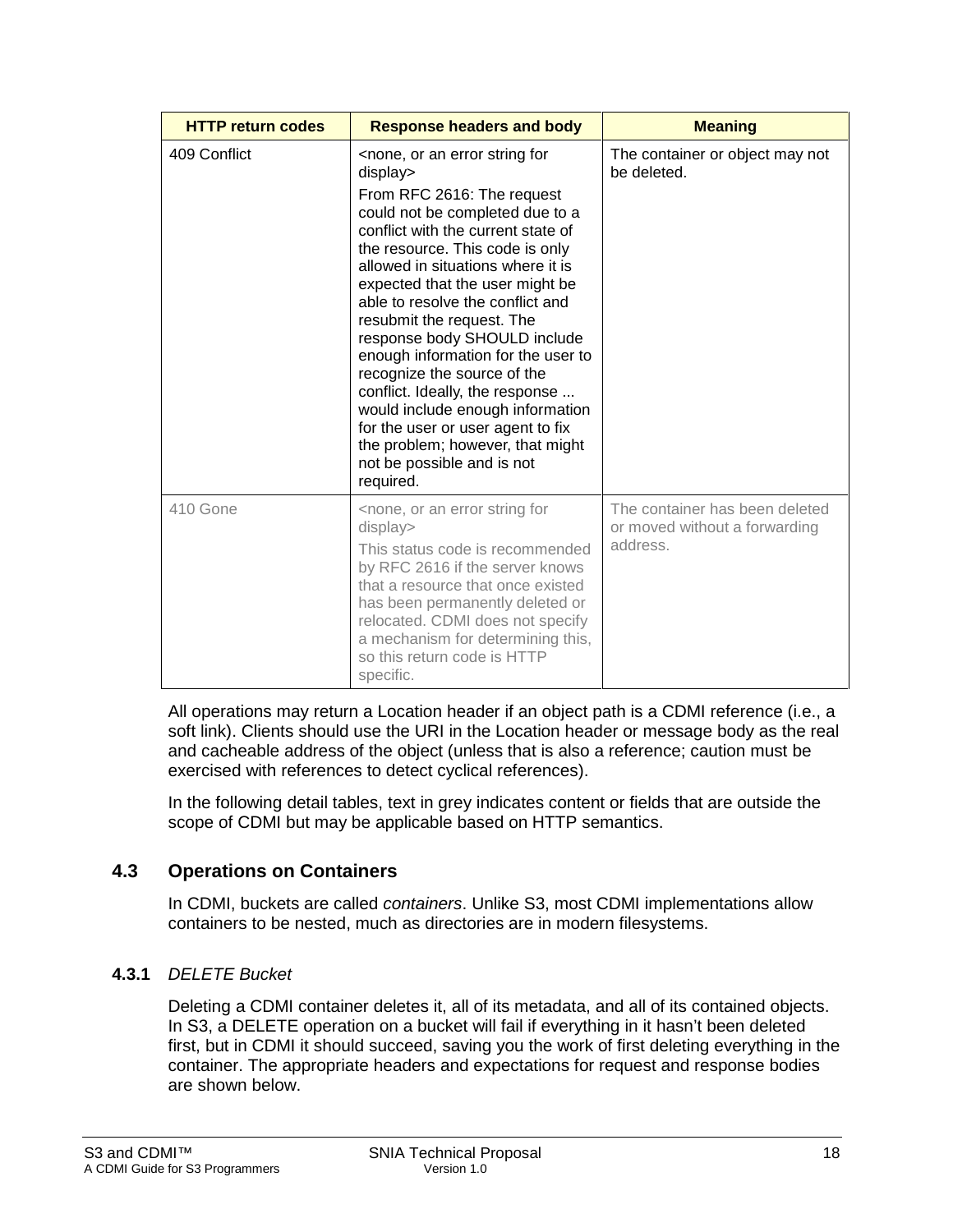| HTTP return codes | Response headers and body | Meaning |
|---|---|---|
| 409 Conflict | <none, or an error string for display> From RFC 2616: The request could not be completed due to a conflict with the current state of the resource. This code is only allowed in situations where it is expected that the user might be able to resolve the conflict and resubmit the request. The response body SHOULD include enough information for the user to recognize the source of the conflict. Ideally, the response ... would include enough information for the user or user agent to fix the problem; however, that might not be possible and is not required. | The container or object may not be deleted. |
| 410 Gone | <none, or an error string for display> This status code is recommended by RFC 2616 if the server knows that a resource that once existed has been permanently deleted or relocated. CDMI does not specify a mechanism for determining this, so this return code is HTTP specific. | The container has been deleted or moved without a forwarding address. |

All operations may return a Location header if an object path is a CDMI reference (i.e., a soft link). Clients should use the URI in the Location header or message body as the real and cacheable address of the object (unless that is also a reference; caution must be exercised with references to detect cyclical references).

In the following detail tables, text in grey indicates content or fields that are outside the scope of CDMI but may be applicable based on HTTP semantics.

## 4.3 Operations on Containers

In CDMI, buckets are called *containers*. Unlike S3, most CDMI implementations allow containers to be nested, much as directories are in modern filesystems.

### 4.3.1 *DELETE Bucket*

Deleting a CDMI container deletes it, all of its metadata, and all of its contained objects. In S3, a DELETE operation on a bucket will fail if everything in it hasn't been deleted first, but in CDMI it should succeed, saving you the work of first deleting everything in the container. The appropriate headers and expectations for request and response bodies are shown below.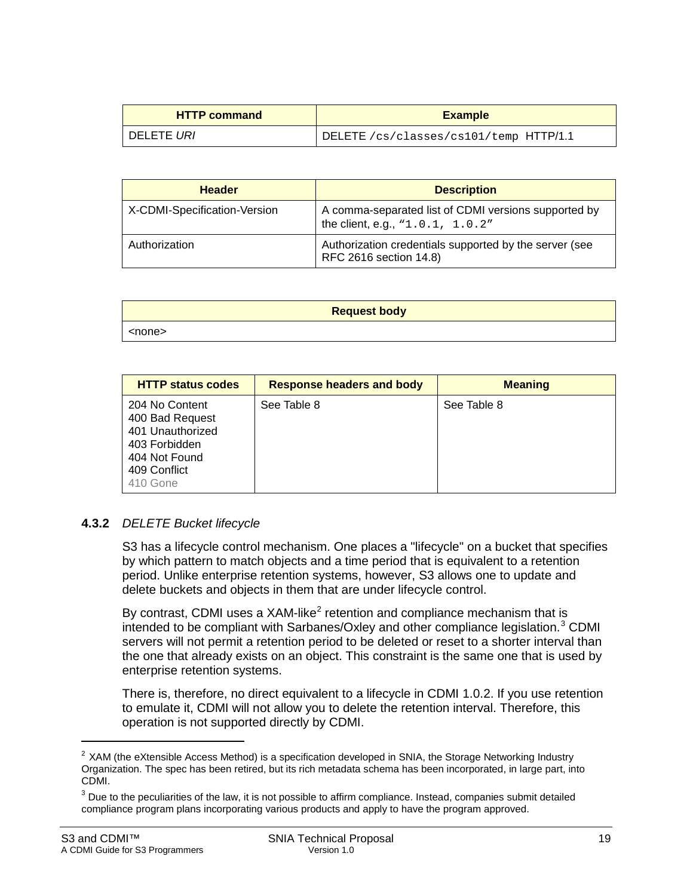| HTTP command | Example |
| --- | --- |
| DELETE *URI* | DELETE `/cs/classes/cs101/temp` HTTP/1.1 |

| Header | Description |
| --- | --- |
| X-CDMI-Specification-Version | A comma-separated list of CDMI versions supported by the client, e.g., `“1.0.1, 1.0.2”` |
| Authorization | Authorization credentials supported by the server (see RFC 2616 section 14.8) |

| Request body |
| --- |
| <none> |

| HTTP status codes | Response headers and body | Meaning |
| --- | --- | --- |
| 204 No Content<br>400 Bad Request<br>401 Unauthorized<br>403 Forbidden<br>404 Not Found<br>409 Conflict<br>410 Gone | See Table 8 | See Table 8 |

### 4.3.2 *DELETE Bucket lifecycle*

S3 has a lifecycle control mechanism. One places a "lifecycle" on a bucket that specifies by which pattern to match objects and a time period that is equivalent to a retention period. Unlike enterprise retention systems, however, S3 allows one to update and delete buckets and objects in them that are under lifecycle control.

By contrast, CDMI uses a XAM-like[2] retention and compliance mechanism that is intended to be compliant with Sarbanes/Oxley and other compliance legislation.[3] CDMI servers will not permit a retention period to be deleted or reset to a shorter interval than the one that already exists on an object. This constraint is the same one that is used by enterprise retention systems.

There is, therefore, no direct equivalent to a lifecycle in CDMI 1.0.2. If you use retention to emulate it, CDMI will not allow you to delete the retention interval. Therefore, this operation is not supported directly by CDMI.

---

[2] XAM (the eXtensible Access Method) is a specification developed in SNIA, the Storage Networking Industry Organization. The spec has been retired, but its rich metadata schema has been incorporated, in large part, into CDMI.

[3] Due to the peculiarities of the law, it is not possible to affirm compliance. Instead, companies submit detailed compliance program plans incorporating various products and apply to have the program approved.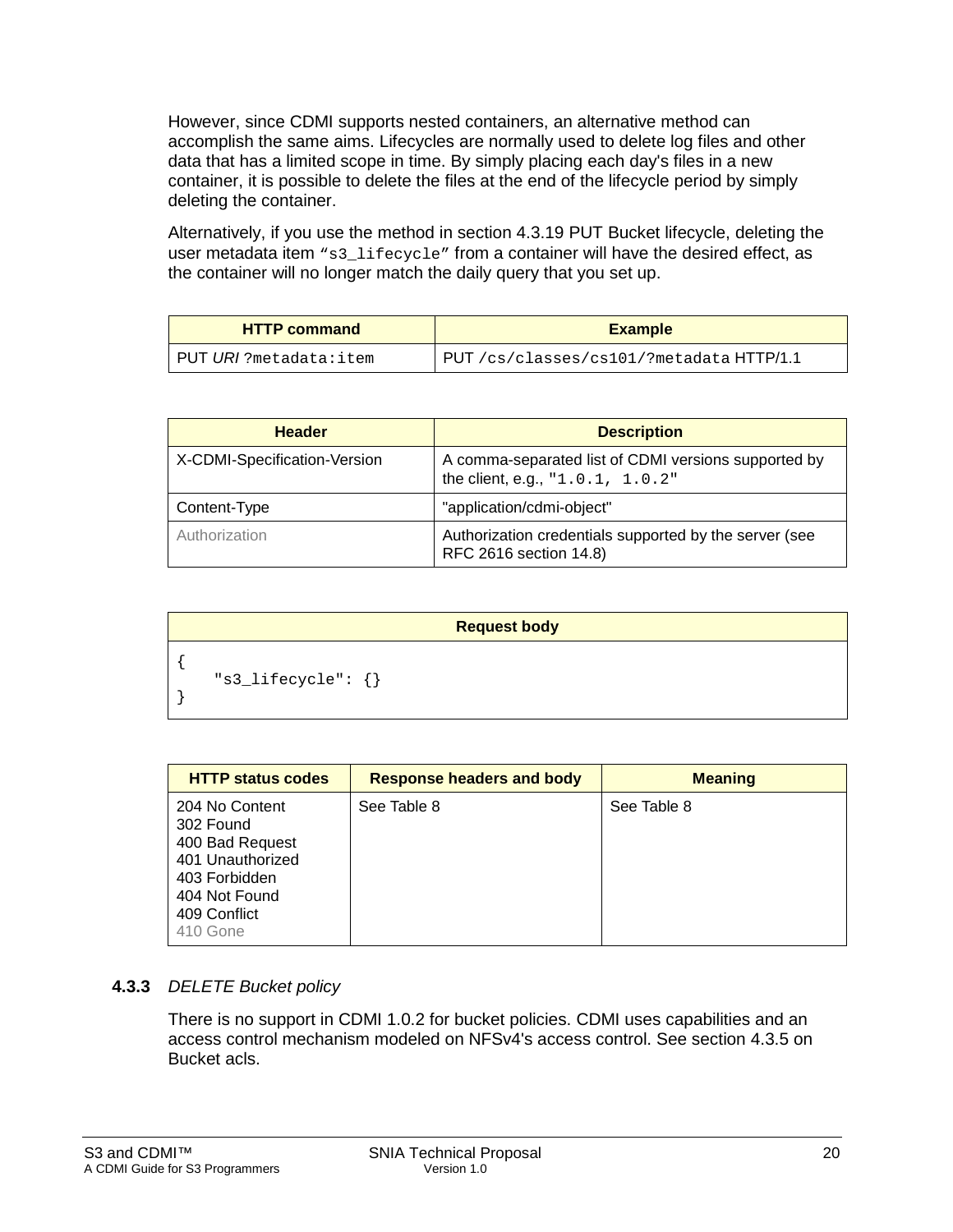However, since CDMI supports nested containers, an alternative method can accomplish the same aims. Lifecycles are normally used to delete log files and other data that has a limited scope in time. By simply placing each day's files in a new container, it is possible to delete the files at the end of the lifecycle period by simply deleting the container.

Alternatively, if you use the method in section 4.3.19 PUT Bucket lifecycle, deleting the user metadata item `“s3_lifecycle”` from a container will have the desired effect, as the container will no longer match the daily query that you set up.

| HTTP command | Example |
|---|---|
| PUT *URI* `?metadata:item` | PUT `/cs/classes/cs101/?metadata` HTTP/1.1 |

| Header | Description |
|---|---|
| X-CDMI-Specification-Version | A comma-separated list of CDMI versions supported by the client, e.g., `"1.0.1, 1.0.2"` |
| Content-Type | "application/cdmi-object" |
| Authorization | Authorization credentials supported by the server (see RFC 2616 section 14.8) |

**Request body**

```
{
    "s3_lifecycle": {}
}
```

| HTTP status codes | Response headers and body | Meaning |
|---|---|---|
| 204 No Content<br>302 Found<br>400 Bad Request<br>401 Unauthorized<br>403 Forbidden<br>404 Not Found<br>409 Conflict<br>410 Gone | See Table 8 | See Table 8 |

### 4.3.3 *DELETE Bucket policy*

There is no support in CDMI 1.0.2 for bucket policies. CDMI uses capabilities and an access control mechanism modeled on NFSv4's access control. See section 4.3.5 on Bucket acls.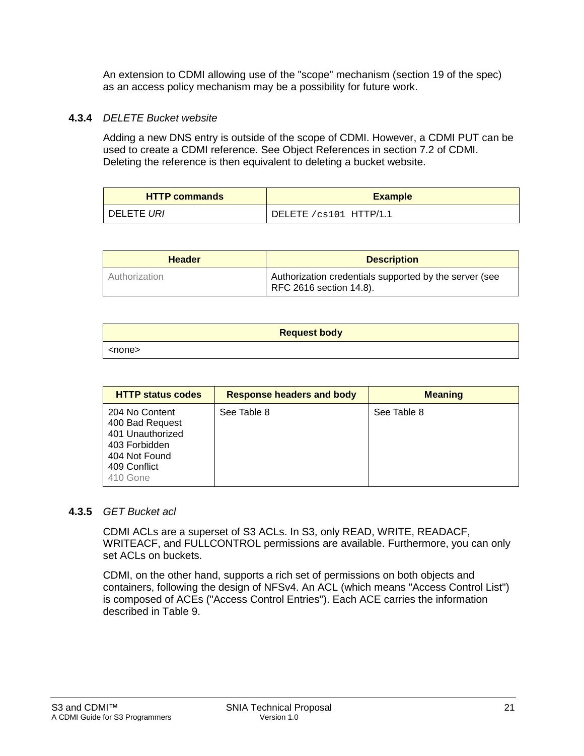An extension to CDMI allowing use of the "scope" mechanism (section 19 of the spec) as an access policy mechanism may be a possibility for future work.

### 4.3.4 *DELETE Bucket website*

Adding a new DNS entry is outside of the scope of CDMI. However, a CDMI PUT can be used to create a CDMI reference. See Object References in section 7.2 of CDMI. Deleting the reference is then equivalent to deleting a bucket website.

| HTTP commands | Example |
|---|---|
| DELETE *URI* | DELETE `/cs101 HTTP/1.1` |

| Header | Description |
|---|---|
| Authorization | Authorization credentials supported by the server (see RFC 2616 section 14.8). |

| Request body |
|---|
| <none> |

| HTTP status codes | Response headers and body | Meaning |
|---|---|---|
| 204 No Content<br>400 Bad Request<br>401 Unauthorized<br>403 Forbidden<br>404 Not Found<br>409 Conflict<br>410 Gone | See Table 8 | See Table 8 |

### 4.3.5 *GET Bucket acl*

CDMI ACLs are a superset of S3 ACLs. In S3, only READ, WRITE, READACF, WRITEACF, and FULLCONTROL permissions are available. Furthermore, you can only set ACLs on buckets.

CDMI, on the other hand, supports a rich set of permissions on both objects and containers, following the design of NFSv4. An ACL (which means "Access Control List") is composed of ACEs ("Access Control Entries"). Each ACE carries the information described in Table 9.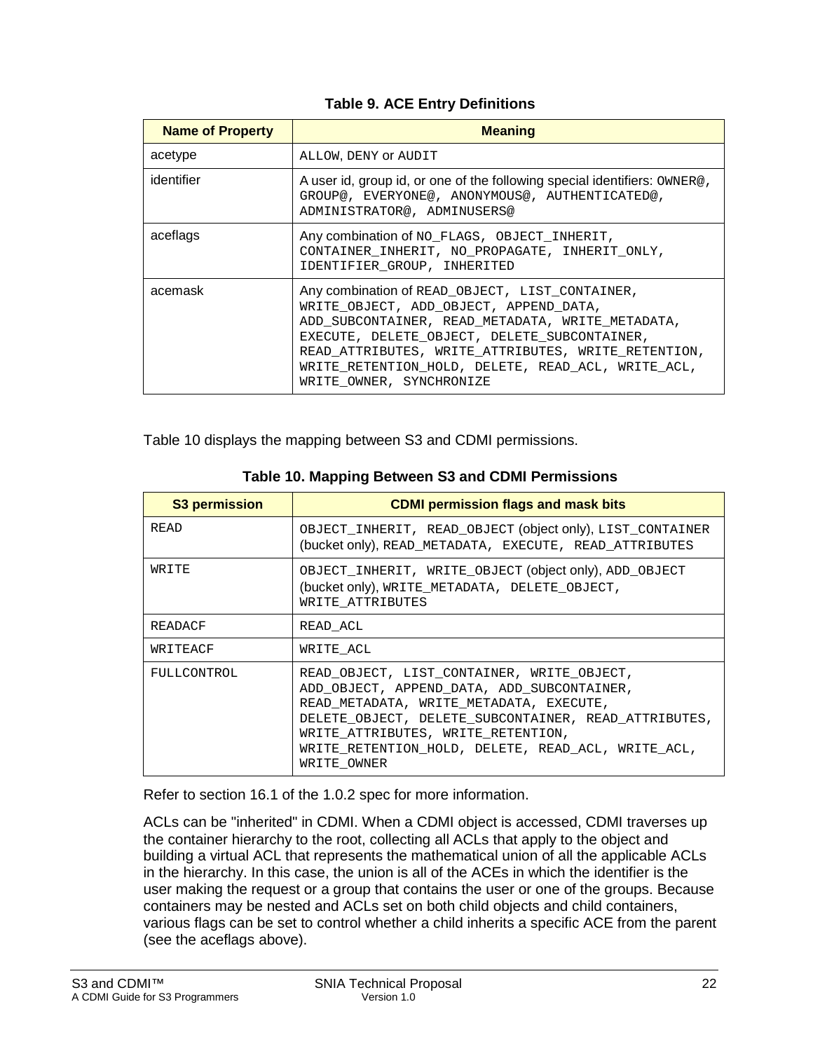**Table 9. ACE Entry Definitions**

| Name of Property | Meaning |
|---|---|
| acetype | ALLOW, DENY or AUDIT |
| identifier | A user id, group id, or one of the following special identifiers: OWNER@, GROUP@, EVERYONE@, ANONYMOUS@, AUTHENTICATED@, ADMINISTRATOR@, ADMINUSERS@ |
| aceflags | Any combination of NO_FLAGS, OBJECT_INHERIT, CONTAINER_INHERIT, NO_PROPAGATE, INHERIT_ONLY, IDENTIFIER_GROUP, INHERITED |
| acemask | Any combination of READ_OBJECT, LIST_CONTAINER, WRITE_OBJECT, ADD_OBJECT, APPEND_DATA, ADD_SUBCONTAINER, READ_METADATA, WRITE_METADATA, EXECUTE, DELETE_OBJECT, DELETE_SUBCONTAINER, READ_ATTRIBUTES, WRITE_ATTRIBUTES, WRITE_RETENTION, WRITE_RETENTION_HOLD, DELETE, READ_ACL, WRITE_ACL, WRITE_OWNER, SYNCHRONIZE |

Table 10 displays the mapping between S3 and CDMI permissions.

**Table 10. Mapping Between S3 and CDMI Permissions**

| S3 permission | CDMI permission flags and mask bits |
|---|---|
| READ | OBJECT_INHERIT, READ_OBJECT (object only), LIST_CONTAINER (bucket only), READ_METADATA, EXECUTE, READ_ATTRIBUTES |
| WRITE | OBJECT_INHERIT, WRITE_OBJECT (object only), ADD_OBJECT (bucket only), WRITE_METADATA, DELETE_OBJECT, WRITE_ATTRIBUTES |
| READACF | READ_ACL |
| WRITEACF | WRITE_ACL |
| FULLCONTROL | READ_OBJECT, LIST_CONTAINER, WRITE_OBJECT, ADD_OBJECT, APPEND_DATA, ADD_SUBCONTAINER, READ_METADATA, WRITE_METADATA, EXECUTE, DELETE_OBJECT, DELETE_SUBCONTAINER, READ_ATTRIBUTES, WRITE_ATTRIBUTES, WRITE_RETENTION, WRITE_RETENTION_HOLD, DELETE, READ_ACL, WRITE_ACL, WRITE_OWNER |

Refer to section 16.1 of the 1.0.2 spec for more information.

ACLs can be "inherited" in CDMI. When a CDMI object is accessed, CDMI traverses up the container hierarchy to the root, collecting all ACLs that apply to the object and building a virtual ACL that represents the mathematical union of all the applicable ACLs in the hierarchy. In this case, the union is all of the ACEs in which the identifier is the user making the request or a group that contains the user or one of the groups. Because containers may be nested and ACLs set on both child objects and child containers, various flags can be set to control whether a child inherits a specific ACE from the parent (see the aceflags above).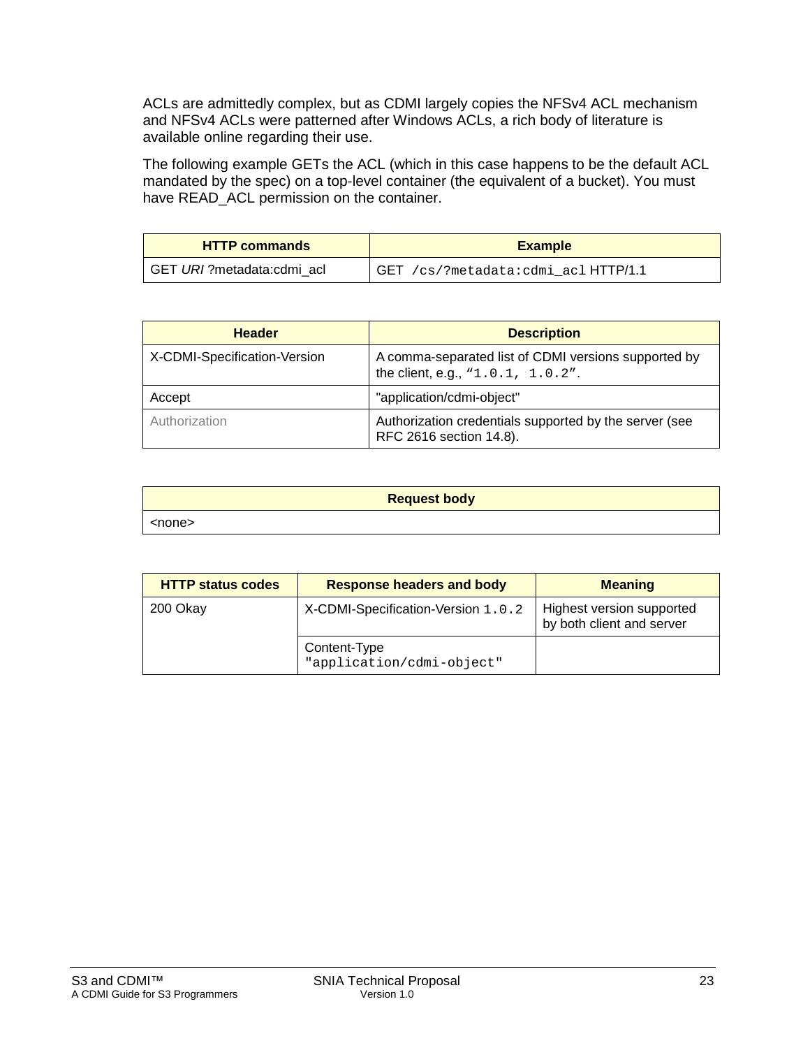ACLs are admittedly complex, but as CDMI largely copies the NFSv4 ACL mechanism and NFSv4 ACLs were patterned after Windows ACLs, a rich body of literature is available online regarding their use.

The following example GETs the ACL (which in this case happens to be the default ACL mandated by the spec) on a top-level container (the equivalent of a bucket). You must have READ_ACL permission on the container.

| HTTP commands | Example |
|---|---|
| GET *URI* ?metadata:cdmi_acl | `GET /cs/?metadata:cdmi_acl` HTTP/1.1 |

| Header | Description |
|---|---|
| X-CDMI-Specification-Version | A comma-separated list of CDMI versions supported by the client, e.g., “`1.0.1, 1.0.2`”. |
| Accept | "application/cdmi-object" |
| Authorization | Authorization credentials supported by the server (see RFC 2616 section 14.8). |

| Request body |
|---|
| <none> |

| HTTP status codes | Response headers and body | Meaning |
|---|---|---|
| 200 Okay | X-CDMI-Specification-Version `1.0.2` | Highest version supported by both client and server |
| | Content-Type `"application/cdmi-object"` | |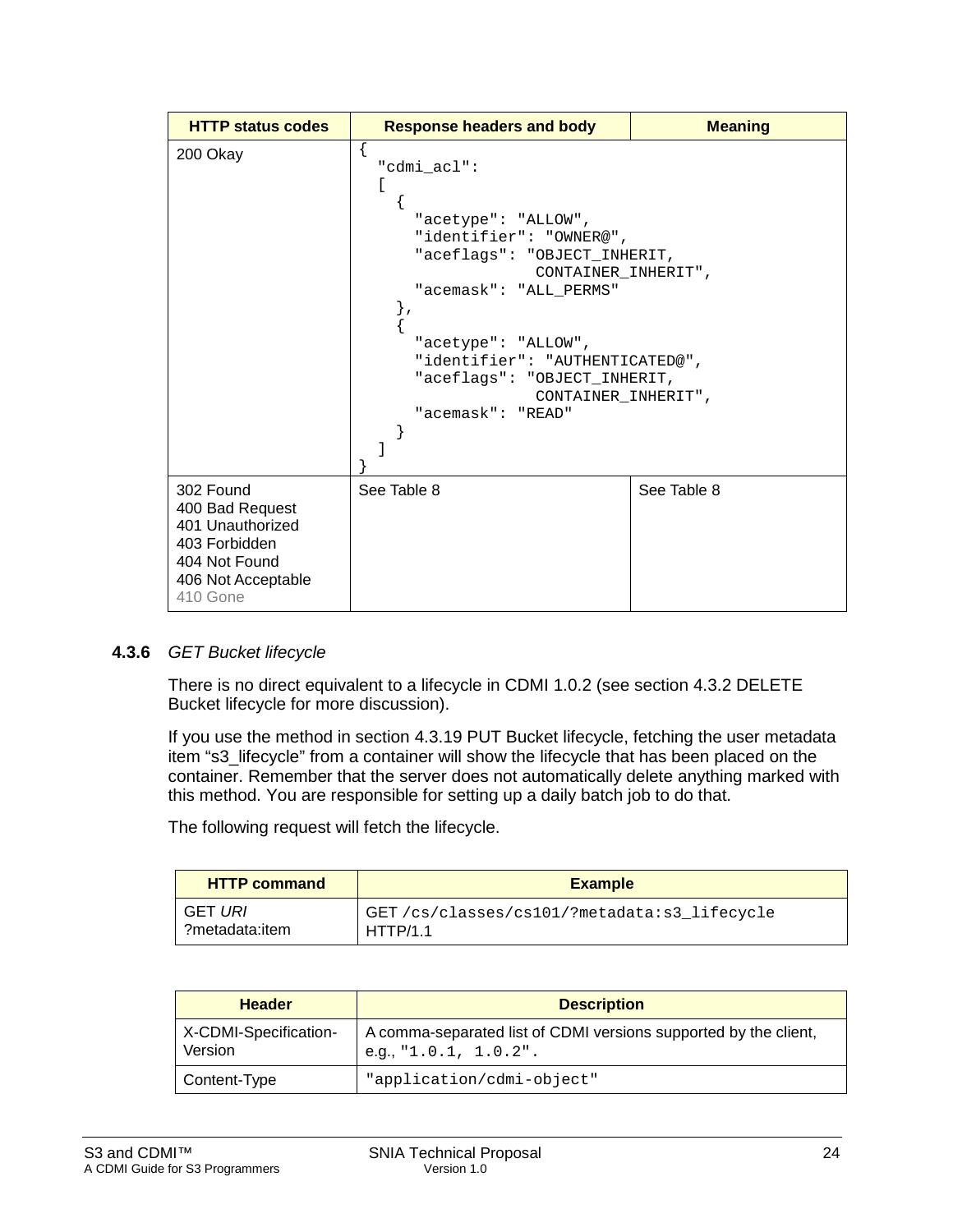| HTTP status codes | Response headers and body | Meaning |
|---|---|---|
| 200 Okay | `{ "cdmi_acl": [ { "acetype": "ALLOW", "identifier": "OWNER@", "aceflags": "OBJECT_INHERIT, CONTAINER_INHERIT", "acemask": "ALL_PERMS" }, { "acetype": "ALLOW", "identifier": "AUTHENTICATED@", "aceflags": "OBJECT_INHERIT, CONTAINER_INHERIT", "acemask": "READ" } ] }` | |
| 302 Found<br>400 Bad Request<br>401 Unauthorized<br>403 Forbidden<br>404 Not Found<br>406 Not Acceptable<br>410 Gone | See Table 8 | See Table 8 |

### 4.3.6 *GET Bucket lifecycle*

There is no direct equivalent to a lifecycle in CDMI 1.0.2 (see section 4.3.2 DELETE Bucket lifecycle for more discussion).

If you use the method in section 4.3.19 PUT Bucket lifecycle, fetching the user metadata item "s3_lifecycle" from a container will show the lifecycle that has been placed on the container. Remember that the server does not automatically delete anything marked with this method. You are responsible for setting up a daily batch job to do that.

The following request will fetch the lifecycle.

| HTTP command | Example |
|---|---|
| GET *URI* ?metadata:item | GET `/cs/classes/cs101/?metadata:s3_lifecycle` HTTP/1.1 |

| Header | Description |
|---|---|
| X-CDMI-Specification-Version | A comma-separated list of CDMI versions supported by the client, e.g., `"1.0.1, 1.0.2"`. |
| Content-Type | `"application/cdmi-object"` |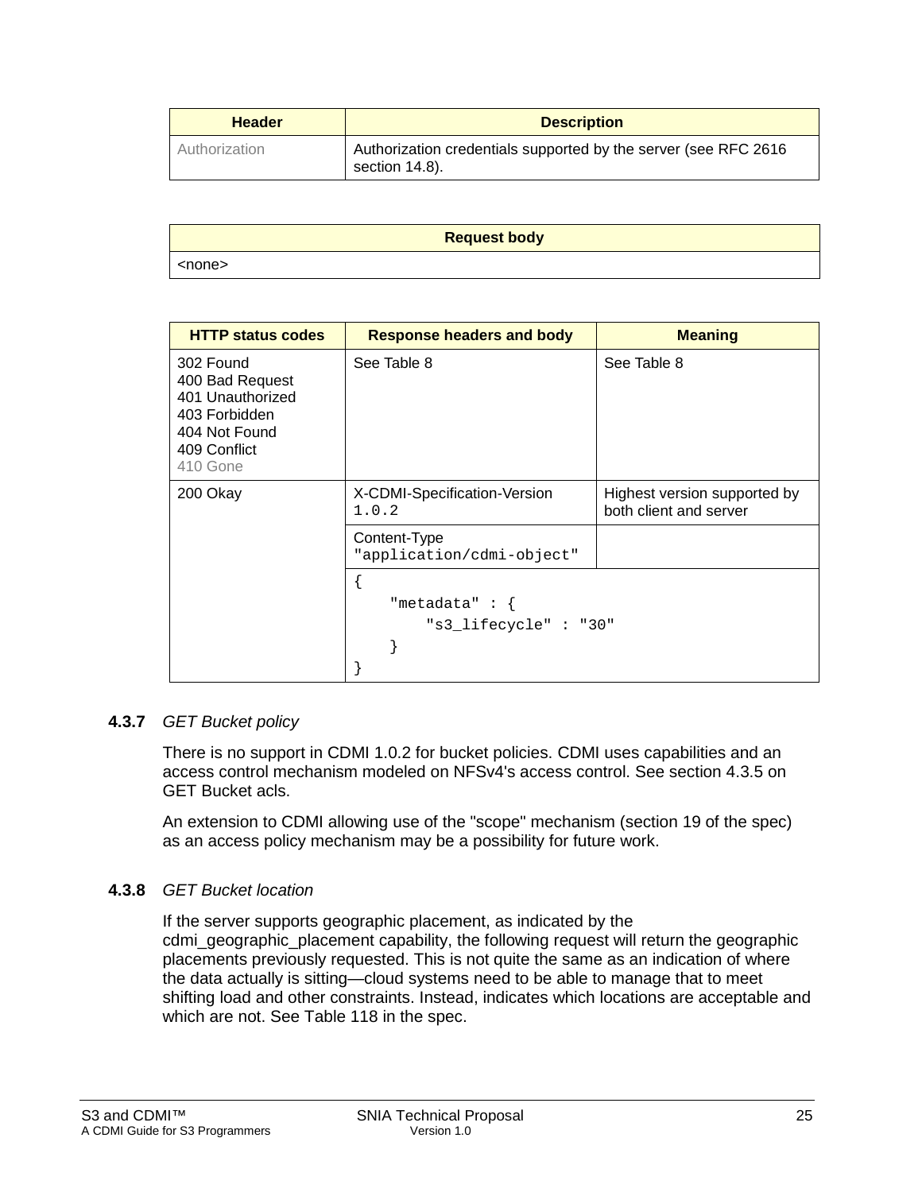| Header | Description |
| --- | --- |
| Authorization | Authorization credentials supported by the server (see RFC 2616 section 14.8). |

| Request body |
| --- |
| <none> |

| HTTP status codes | Response headers and body | Meaning |
| --- | --- | --- |
| 302 Found<br>400 Bad Request<br>401 Unauthorized<br>403 Forbidden<br>404 Not Found<br>409 Conflict<br>410 Gone | See Table 8 | See Table 8 |
| 200 Okay | X-CDMI-Specification-Version `1.0.2` | Highest version supported by both client and server |
| | Content-Type `"application/cdmi-object"` | |
| | `{ "metadata" : { "s3_lifecycle" : "30" } }` | |

#### 4.3.7 *GET Bucket policy*

There is no support in CDMI 1.0.2 for bucket policies. CDMI uses capabilities and an access control mechanism modeled on NFSv4's access control. See section 4.3.5 on GET Bucket acls.

An extension to CDMI allowing use of the "scope" mechanism (section 19 of the spec) as an access policy mechanism may be a possibility for future work.

#### 4.3.8 *GET Bucket location*

If the server supports geographic placement, as indicated by the cdmi_geographic_placement capability, the following request will return the geographic placements previously requested. This is not quite the same as an indication of where the data actually is sitting—cloud systems need to be able to manage that to meet shifting load and other constraints. Instead, indicates which locations are acceptable and which are not. See Table 118 in the spec.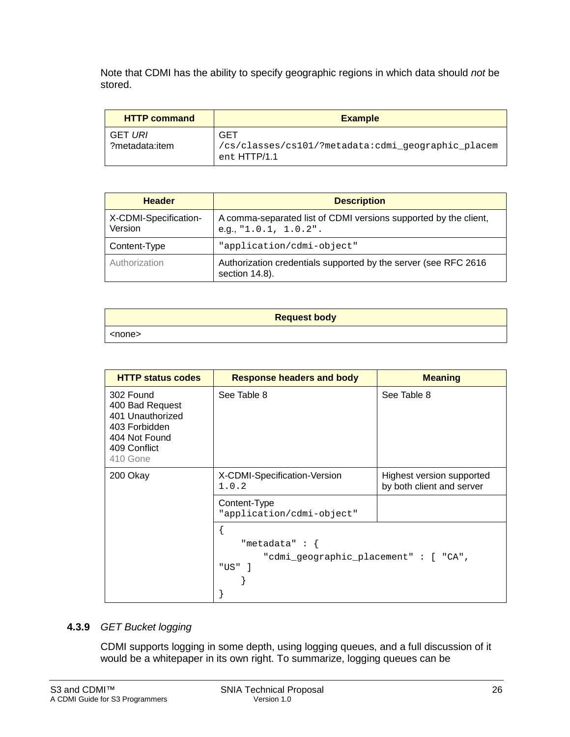Note that CDMI has the ability to specify geographic regions in which data should *not* be stored.

| HTTP command | Example |
|---|---|
| GET *URI* ?metadata:item | GET /cs/classes/cs101/?metadata:cdmi_geographic_placement HTTP/1.1 |

| Header | Description |
|---|---|
| X-CDMI-Specification-Version | A comma-separated list of CDMI versions supported by the client, e.g., "1.0.1, 1.0.2". |
| Content-Type | "application/cdmi-object" |
| Authorization | Authorization credentials supported by the server (see RFC 2616 section 14.8). |

| Request body |
|---|
| <none> |

| HTTP status codes | Response headers and body | Meaning |
|---|---|---|
| 302 Found<br>400 Bad Request<br>401 Unauthorized<br>403 Forbidden<br>404 Not Found<br>409 Conflict<br>410 Gone | See Table 8 | See Table 8 |
| 200 Okay | X-CDMI-Specification-Version 1.0.2 | Highest version supported by both client and server |
| | Content-Type "application/cdmi-object" | |
| | { "metadata" : { "cdmi_geographic_placement" : [ "CA", "US" ] } } | |

### 4.3.9 *GET Bucket logging*

CDMI supports logging in some depth, using logging queues, and a full discussion of it would be a whitepaper in its own right. To summarize, logging queues can be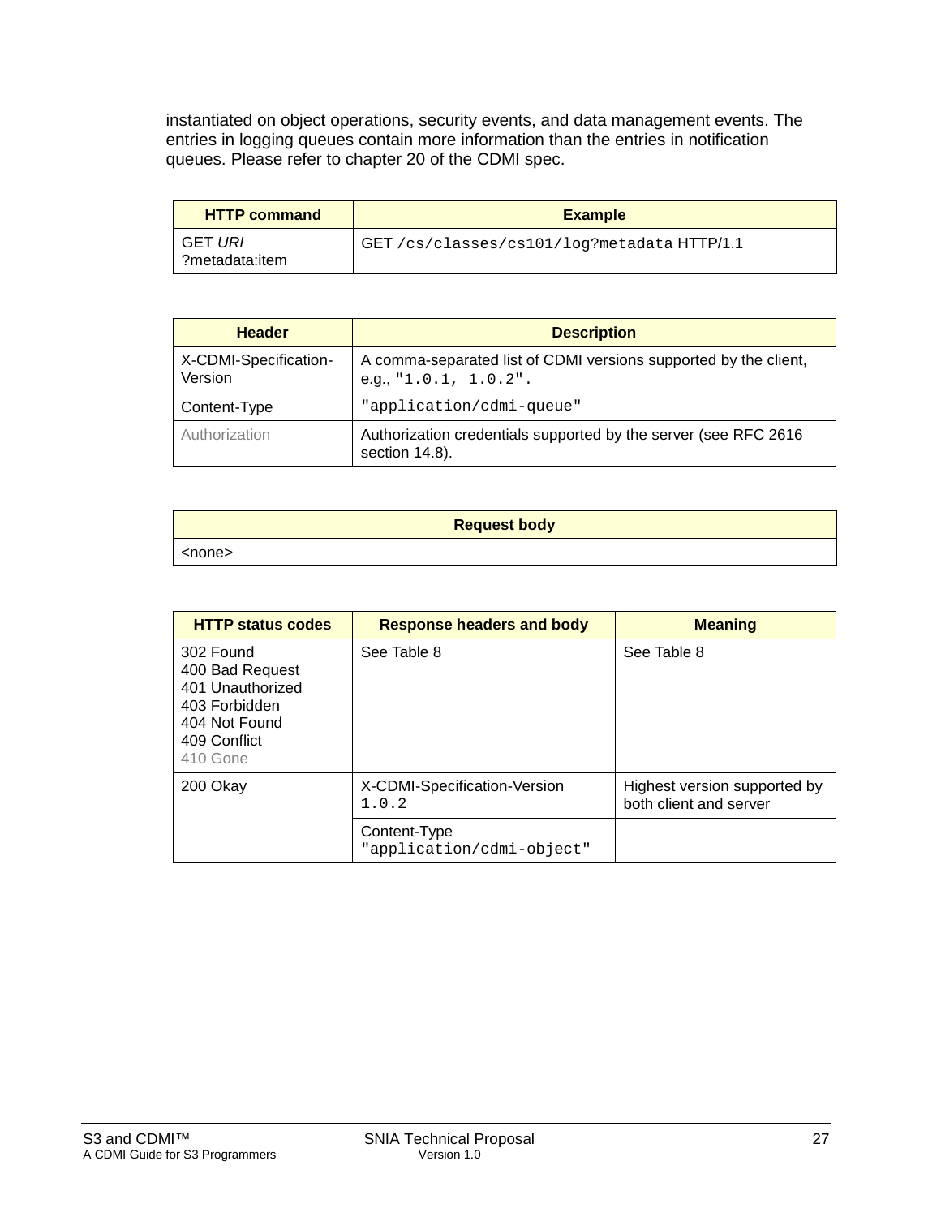instantiated on object operations, security events, and data management events. The entries in logging queues contain more information than the entries in notification queues. Please refer to chapter 20 of the CDMI spec.

| HTTP command | Example |
|---|---|
| GET *URI* ?metadata:item | GET `/cs/classes/cs101/log?metadata` HTTP/1.1 |

| Header | Description |
|---|---|
| X-CDMI-Specification-Version | A comma-separated list of CDMI versions supported by the client, e.g., `"1.0.1, 1.0.2".` |
| Content-Type | `"application/cdmi-queue"` |
| Authorization | Authorization credentials supported by the server (see RFC 2616 section 14.8). |

| Request body |
|---|
| <none> |

| HTTP status codes | Response headers and body | Meaning |
|---|---|---|
| 302 Found<br>400 Bad Request<br>401 Unauthorized<br>403 Forbidden<br>404 Not Found<br>409 Conflict<br>410 Gone | See Table 8 | See Table 8 |
| 200 Okay | X-CDMI-Specification-Version `1.0.2` | Highest version supported by both client and server |
| | Content-Type `"application/cdmi-object"` | |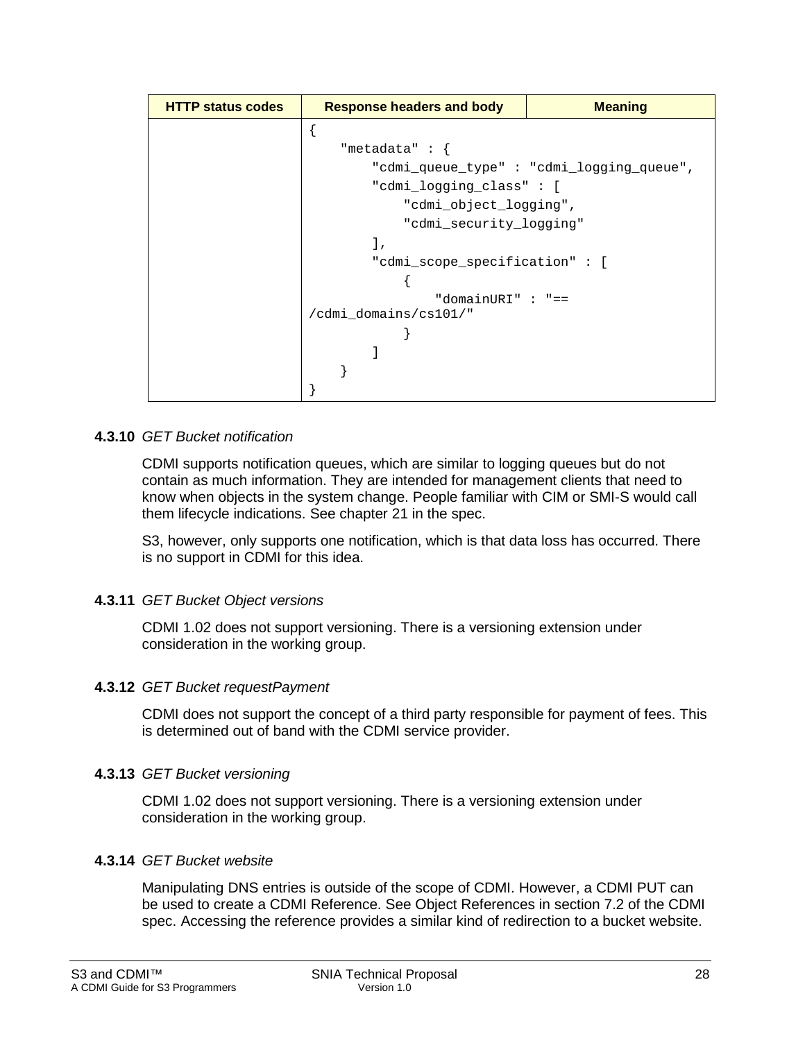| HTTP status codes | Response headers and body | Meaning |
|---|---|---|
| | `{ "metadata" : { "cdmi_queue_type" : "cdmi_logging_queue", "cdmi_logging_class" : [ "cdmi_object_logging", "cdmi_security_logging" ], "cdmi_scope_specification" : [ { "domainURI" : "== /cdmi_domains/cs101/" } ] } }` | |

### 4.3.10 *GET Bucket notification*

CDMI supports notification queues, which are similar to logging queues but do not contain as much information. They are intended for management clients that need to know when objects in the system change. People familiar with CIM or SMI-S would call them lifecycle indications. See chapter 21 in the spec.

S3, however, only supports one notification, which is that data loss has occurred. There is no support in CDMI for this idea.

### 4.3.11 *GET Bucket Object versions*

CDMI 1.02 does not support versioning. There is a versioning extension under consideration in the working group.

### 4.3.12 *GET Bucket requestPayment*

CDMI does not support the concept of a third party responsible for payment of fees. This is determined out of band with the CDMI service provider.

### 4.3.13 *GET Bucket versioning*

CDMI 1.02 does not support versioning. There is a versioning extension under consideration in the working group.

### 4.3.14 *GET Bucket website*

Manipulating DNS entries is outside of the scope of CDMI. However, a CDMI PUT can be used to create a CDMI Reference. See Object References in section 7.2 of the CDMI spec. Accessing the reference provides a similar kind of redirection to a bucket website.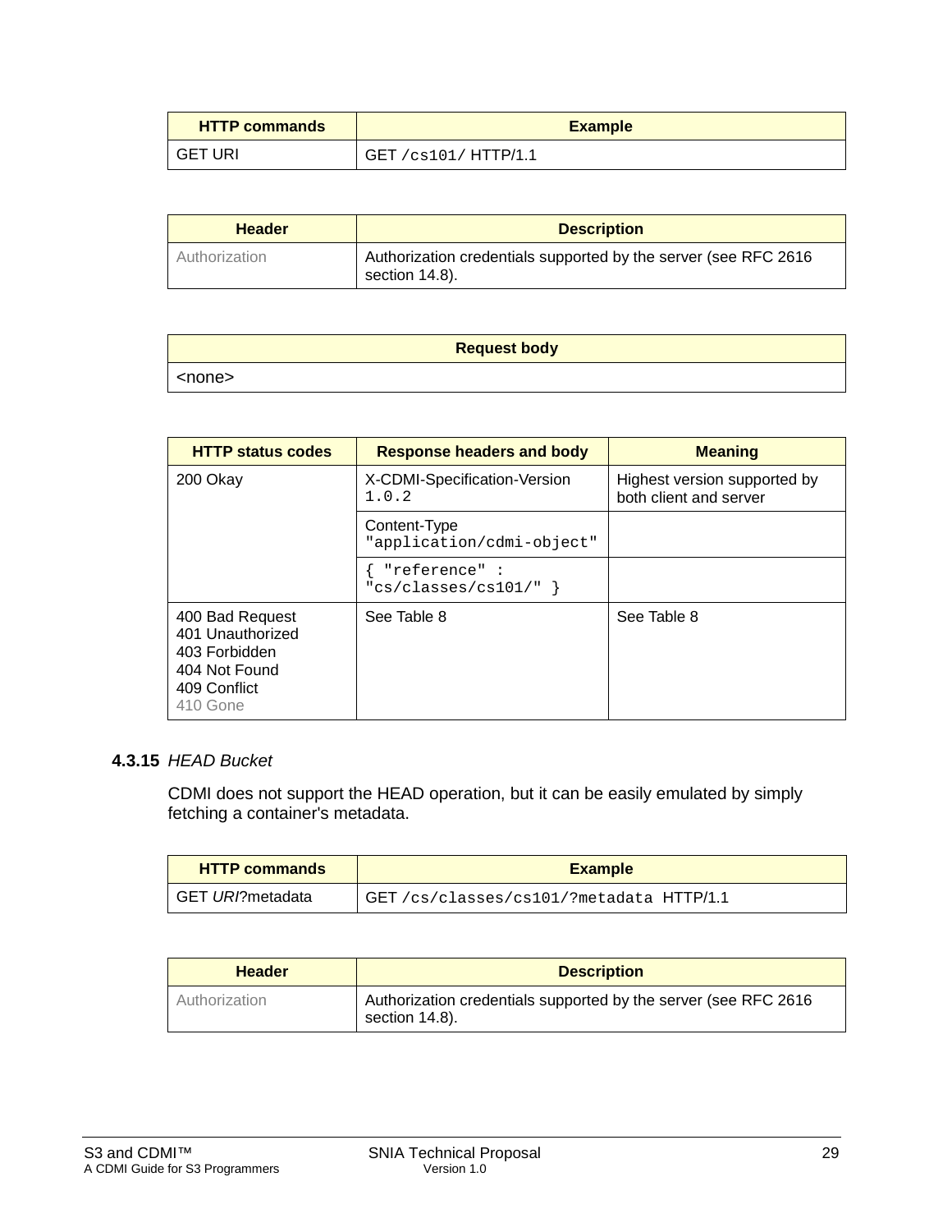| HTTP commands | Example |
|---|---|
| GET URI | GET `/cs101/` HTTP/1.1 |

| Header | Description |
|---|---|
| Authorization | Authorization credentials supported by the server (see RFC 2616 section 14.8). |

| Request body |
|---|
| <none> |

| HTTP status codes | Response headers and body | Meaning |
|---|---|---|
| 200 Okay | X-CDMI-Specification-Version `1.0.2` | Highest version supported by both client and server |
| | Content-Type `"application/cdmi-object"` | |
| | `{ "reference" : "cs/classes/cs101/" }` | |
| 400 Bad Request<br>401 Unauthorized<br>403 Forbidden<br>404 Not Found<br>409 Conflict<br>410 Gone | See Table 8 | See Table 8 |

#### 4.3.15 *HEAD Bucket*

CDMI does not support the HEAD operation, but it can be easily emulated by simply fetching a container's metadata.

| HTTP commands | Example |
|---|---|
| GET *URI*?metadata | `GET /cs/classes/cs101/?metadata HTTP/1.1` |

| Header | Description |
|---|---|
| Authorization | Authorization credentials supported by the server (see RFC 2616 section 14.8). |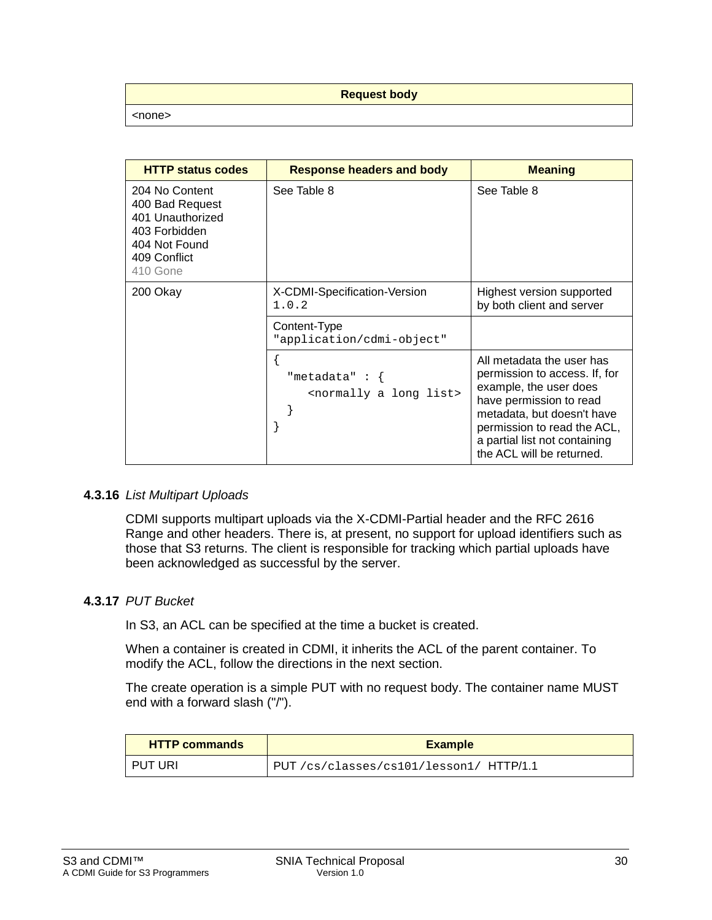| Request body |
|---|
| <none> |

| HTTP status codes | Response headers and body | Meaning |
|---|---|---|
| 204 No Content<br>400 Bad Request<br>401 Unauthorized<br>403 Forbidden<br>404 Not Found<br>409 Conflict<br>410 Gone | See Table 8 | See Table 8 |
| 200 Okay | X-CDMI-Specification-Version `1.0.2` | Highest version supported by both client and server |
| | Content-Type `"application/cdmi-object"` | |
| | `{ "metadata" : { <normally a long list> } }` | All metadata the user has permission to access. If, for example, the user does have permission to read metadata, but doesn't have permission to read the ACL, a partial list not containing the ACL will be returned. |

### 4.3.16 *List Multipart Uploads*

CDMI supports multipart uploads via the X-CDMI-Partial header and the RFC 2616 Range and other headers. There is, at present, no support for upload identifiers such as those that S3 returns. The client is responsible for tracking which partial uploads have been acknowledged as successful by the server.

### 4.3.17 *PUT Bucket*

In S3, an ACL can be specified at the time a bucket is created.

When a container is created in CDMI, it inherits the ACL of the parent container. To modify the ACL, follow the directions in the next section.

The create operation is a simple PUT with no request body. The container name MUST end with a forward slash ("/").

| HTTP commands | Example |
|---|---|
| PUT URI | PUT `/cs/classes/cs101/lesson1/ HTTP/1.1` |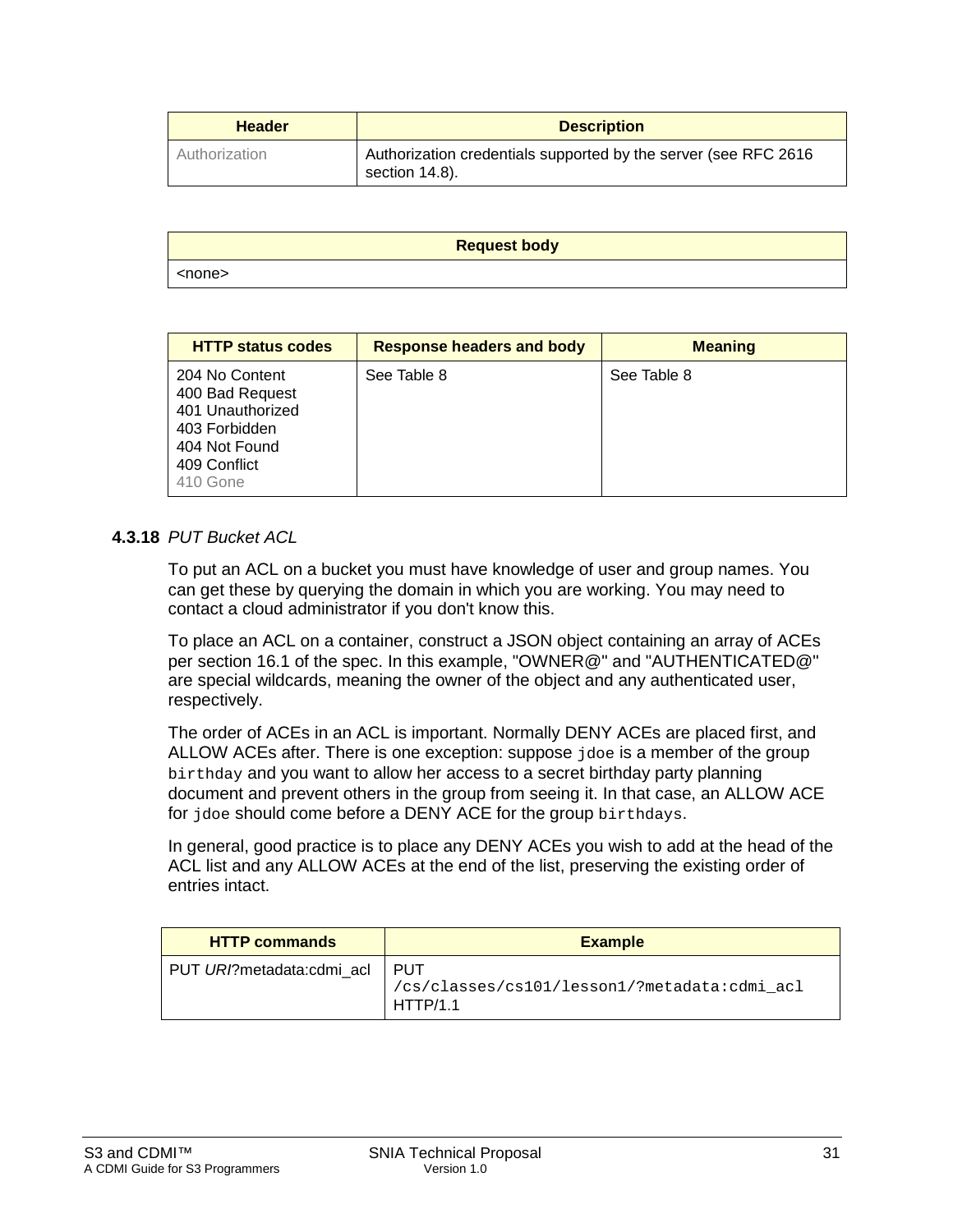| Header | Description |
| --- | --- |
| Authorization | Authorization credentials supported by the server (see RFC 2616 section 14.8). |

| Request body |
| --- |
| <none> |

| HTTP status codes | Response headers and body | Meaning |
| --- | --- | --- |
| 204 No Content<br>400 Bad Request<br>401 Unauthorized<br>403 Forbidden<br>404 Not Found<br>409 Conflict<br>410 Gone | See Table 8 | See Table 8 |

### 4.3.18 *PUT Bucket ACL*

To put an ACL on a bucket you must have knowledge of user and group names. You can get these by querying the domain in which you are working. You may need to contact a cloud administrator if you don't know this.

To place an ACL on a container, construct a JSON object containing an array of ACEs per section 16.1 of the spec. In this example, "OWNER@" and "AUTHENTICATED@" are special wildcards, meaning the owner of the object and any authenticated user, respectively.

The order of ACEs in an ACL is important. Normally DENY ACEs are placed first, and ALLOW ACEs after. There is one exception: suppose `jdoe` is a member of the group `birthday` and you want to allow her access to a secret birthday party planning document and prevent others in the group from seeing it. In that case, an ALLOW ACE for `jdoe` should come before a DENY ACE for the group `birthdays`.

In general, good practice is to place any DENY ACEs you wish to add at the head of the ACL list and any ALLOW ACEs at the end of the list, preserving the existing order of entries intact.

| HTTP commands | Example |
| --- | --- |
| PUT *URI*?metadata:cdmi_acl | PUT `/cs/classes/cs101/lesson1/?metadata:cdmi_acl` HTTP/1.1 |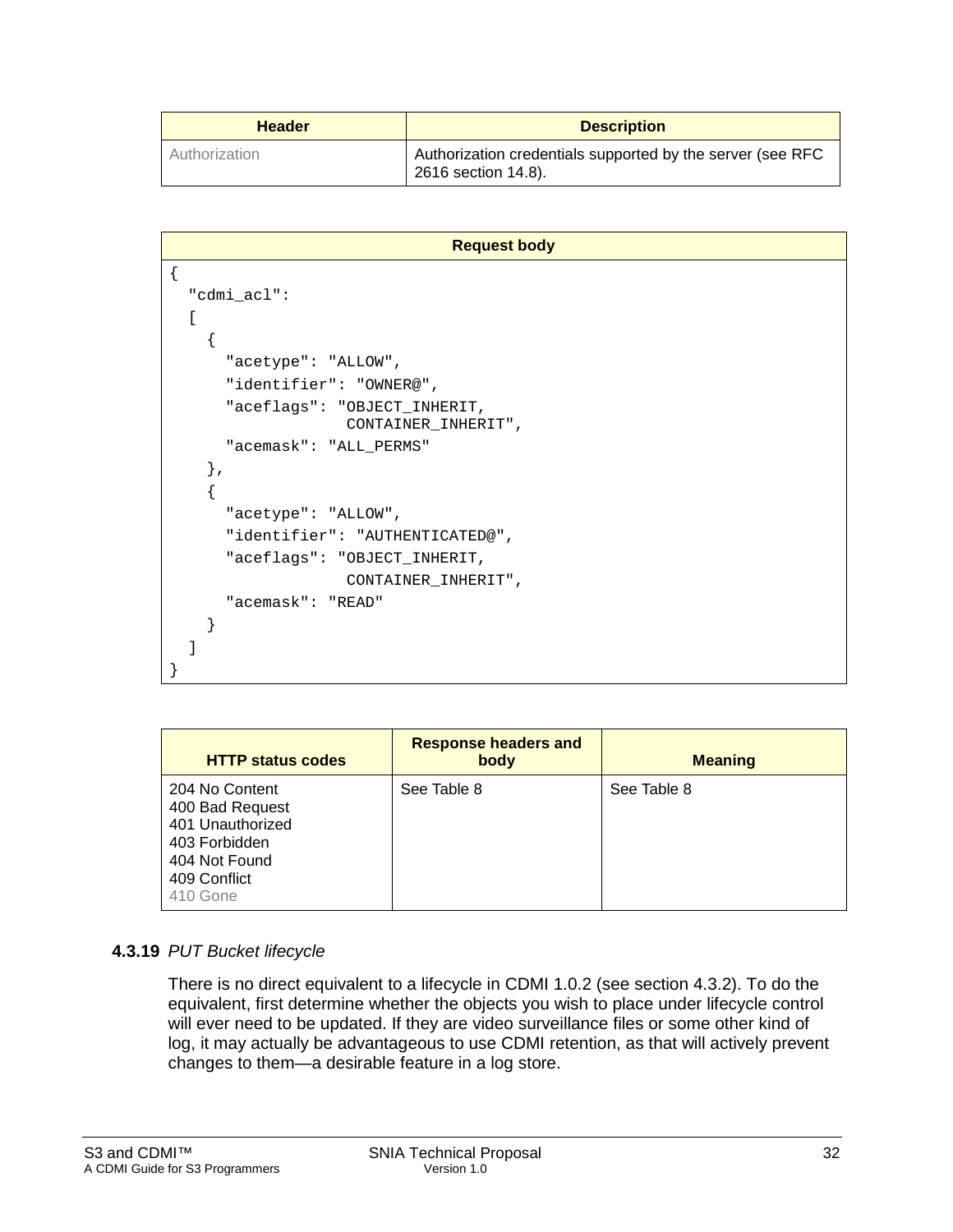| Header | Description |
|---|---|
| Authorization | Authorization credentials supported by the server (see RFC 2616 section 14.8). |

| Request body |
|---|

```
{
  "cdmi_acl":
  [
    {
      "acetype": "ALLOW",
      "identifier": "OWNER@",
      "aceflags": "OBJECT_INHERIT,
                   CONTAINER_INHERIT",
      "acemask": "ALL_PERMS"
    },
    {
      "acetype": "ALLOW",
      "identifier": "AUTHENTICATED@",
      "aceflags": "OBJECT_INHERIT,
                   CONTAINER_INHERIT",
      "acemask": "READ"
    }
  ]
}
```

| HTTP status codes | Response headers and body | Meaning |
|---|---|---|
| 204 No Content<br>400 Bad Request<br>401 Unauthorized<br>403 Forbidden<br>404 Not Found<br>409 Conflict<br>410 Gone | See Table 8 | See Table 8 |

### 4.3.19 *PUT Bucket lifecycle*

There is no direct equivalent to a lifecycle in CDMI 1.0.2 (see section 4.3.2). To do the equivalent, first determine whether the objects you wish to place under lifecycle control will ever need to be updated. If they are video surveillance files or some other kind of log, it may actually be advantageous to use CDMI retention, as that will actively prevent changes to them—a desirable feature in a log store.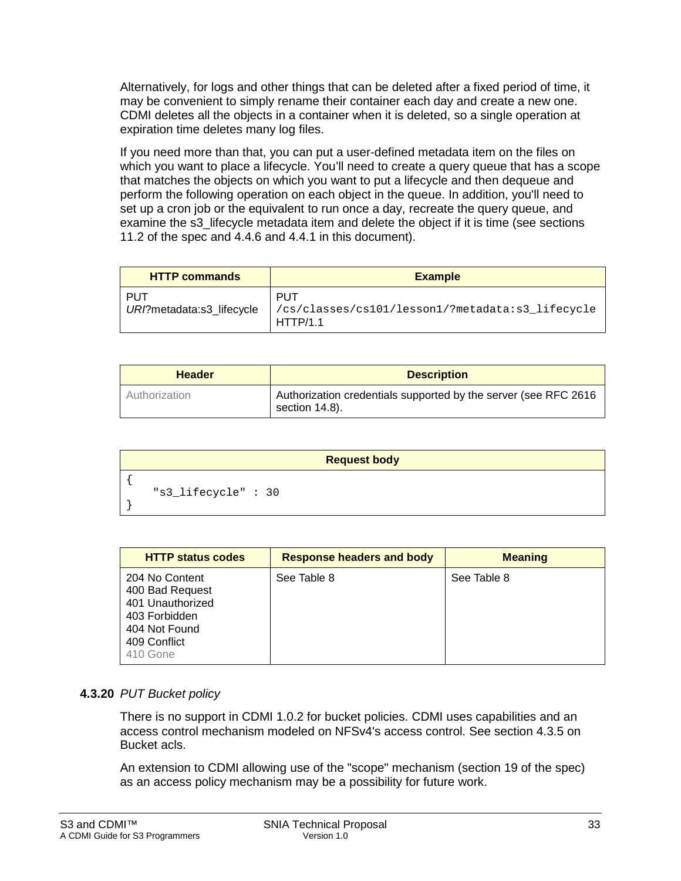Alternatively, for logs and other things that can be deleted after a fixed period of time, it may be convenient to simply rename their container each day and create a new one. CDMI deletes all the objects in a container when it is deleted, so a single operation at expiration time deletes many log files.

If you need more than that, you can put a user-defined metadata item on the files on which you want to place a lifecycle. You'll need to create a query queue that has a scope that matches the objects on which you want to put a lifecycle and then dequeue and perform the following operation on each object in the queue. In addition, you'll need to set up a cron job or the equivalent to run once a day, recreate the query queue, and examine the s3_lifecycle metadata item and delete the object if it is time (see sections 11.2 of the spec and 4.4.6 and 4.4.1 in this document).

| HTTP commands | Example |
|---|---|
| PUT *URI*?metadata:s3_lifecycle | PUT `/cs/classes/cs101/lesson1/?metadata:s3_lifecycle` HTTP/1.1 |

| Header | Description |
|---|---|
| Authorization | Authorization credentials supported by the server (see RFC 2616 section 14.8). |

| Request body |
|---|
| `{ "s3_lifecycle" : 30 }` |

```
{
    "s3_lifecycle" : 30
}
```

| HTTP status codes | Response headers and body | Meaning |
|---|---|---|
| 204 No Content<br>400 Bad Request<br>401 Unauthorized<br>403 Forbidden<br>404 Not Found<br>409 Conflict<br>410 Gone | See Table 8 | See Table 8 |

### 4.3.20 *PUT Bucket policy*

There is no support in CDMI 1.0.2 for bucket policies. CDMI uses capabilities and an access control mechanism modeled on NFSv4's access control. See section 4.3.5 on Bucket acls.

An extension to CDMI allowing use of the "scope" mechanism (section 19 of the spec) as an access policy mechanism may be a possibility for future work.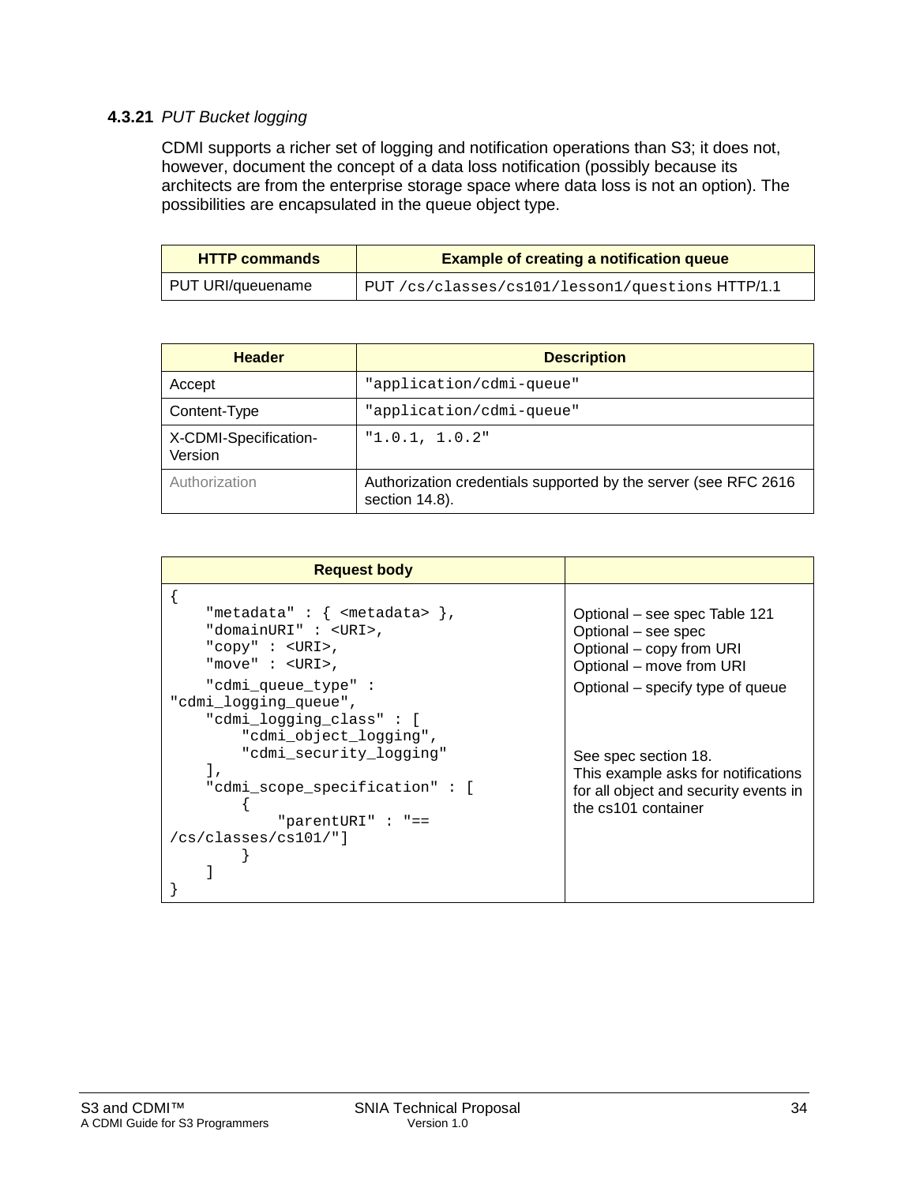### 4.3.21 *PUT Bucket logging*

CDMI supports a richer set of logging and notification operations than S3; it does not, however, document the concept of a data loss notification (possibly because its architects are from the enterprise storage space where data loss is not an option). The possibilities are encapsulated in the queue object type.

| HTTP commands | Example of creating a notification queue |
| --- | --- |
| PUT URI/queuename | PUT `/cs/classes/cs101/lesson1/questions` HTTP/1.1 |

| Header | Description |
| --- | --- |
| Accept | `"application/cdmi-queue"` |
| Content-Type | `"application/cdmi-queue"` |
| X-CDMI-Specification-Version | `"1.0.1, 1.0.2"` |
| Authorization | Authorization credentials supported by the server (see RFC 2616 section 14.8). |

| Request body | |
| --- | --- |
| `{` | |
| `"metadata" : { <metadata> },` | Optional – see spec Table 121 |
| `"domainURI" : <URI>,` | Optional – see spec |
| `"copy" : <URI>,` | Optional – copy from URI |
| `"move" : <URI>,` | Optional – move from URI |
| `"cdmi_queue_type" : "cdmi_logging_queue",` | Optional – specify type of queue |
| `"cdmi_logging_class" : [ "cdmi_object_logging", "cdmi_security_logging" ],` | See spec section 18. This example asks for notifications for all object and security events in the cs101 container |
| `"cdmi_scope_specification" : [ { "parentURI" : "== /cs/classes/cs101/"] } ]` | |
| `}` | |

```
{
    "metadata" : { <metadata> },
    "domainURI" : <URI>,
    "copy" : <URI>,
    "move" : <URI>,
    "cdmi_queue_type" :
"cdmi_logging_queue",
    "cdmi_logging_class" : [
        "cdmi_object_logging",
        "cdmi_security_logging"
    ],
    "cdmi_scope_specification" : [
        {
            "parentURI" : "==
/cs/classes/cs101/"]
        }
    ]
}
```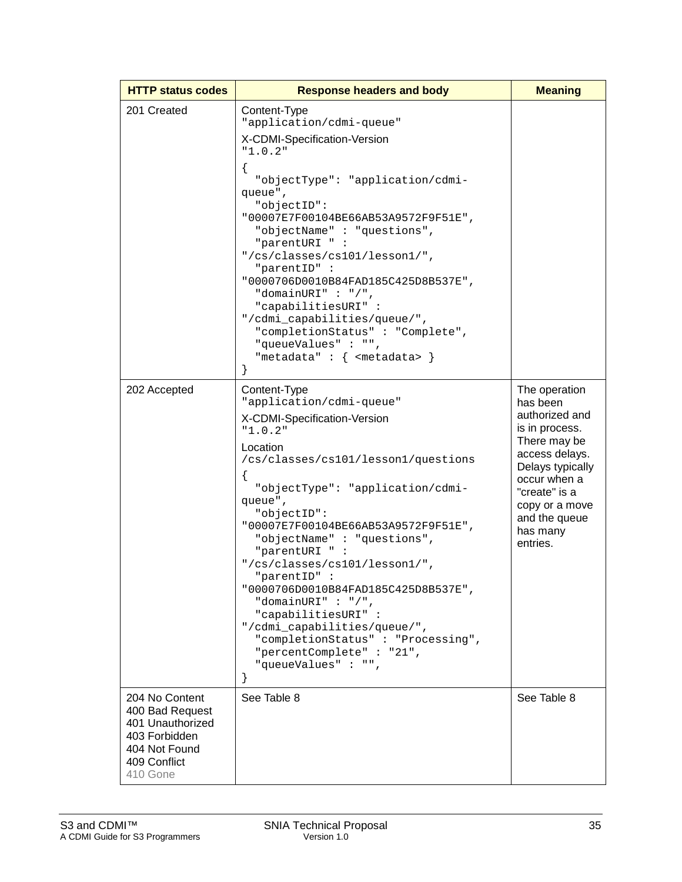| HTTP status codes | Response headers and body | Meaning |
|---|---|---|
| 201 Created | Content-Type `"application/cdmi-queue"`<br>X-CDMI-Specification-Version `"1.0.2"`<br>`{`<br>`  "objectType": "application/cdmi-queue",`<br>`  "objectID": "00007E7F00104BE66AB53A9572F9F51E",`<br>`  "objectName" : "questions",`<br>`  "parentURI " : "/cs/classes/cs101/lesson1/",`<br>`  "parentID" : "0000706D0010B84FAD185C425D8B537E",`<br>`  "domainURI" : "/",`<br>`  "capabilitiesURI" : "/cdmi_capabilities/queue/",`<br>`  "completionStatus" : "Complete",`<br>`  "queueValues" : "",`<br>`  "metadata" : { <metadata> }`<br>`}` | |
| 202 Accepted | Content-Type `"application/cdmi-queue"`<br>X-CDMI-Specification-Version `"1.0.2"`<br>Location `/cs/classes/cs101/lesson1/questions`<br>`{`<br>`  "objectType": "application/cdmi-queue",`<br>`  "objectID": "00007E7F00104BE66AB53A9572F9F51E",`<br>`  "objectName" : "questions",`<br>`  "parentURI " : "/cs/classes/cs101/lesson1/",`<br>`  "parentID" : "0000706D0010B84FAD185C425D8B537E",`<br>`  "domainURI" : "/",`<br>`  "capabilitiesURI" : "/cdmi_capabilities/queue/",`<br>`  "completionStatus" : "Processing",`<br>`  "percentComplete" : "21",`<br>`  "queueValues" : "",`<br>`}` | The operation has been authorized and is in process. There may be access delays. Delays typically occur when a "create" is a copy or a move and the queue has many entries. |
| 204 No Content<br>400 Bad Request<br>401 Unauthorized<br>403 Forbidden<br>404 Not Found<br>409 Conflict<br>410 Gone | See Table 8 | See Table 8 |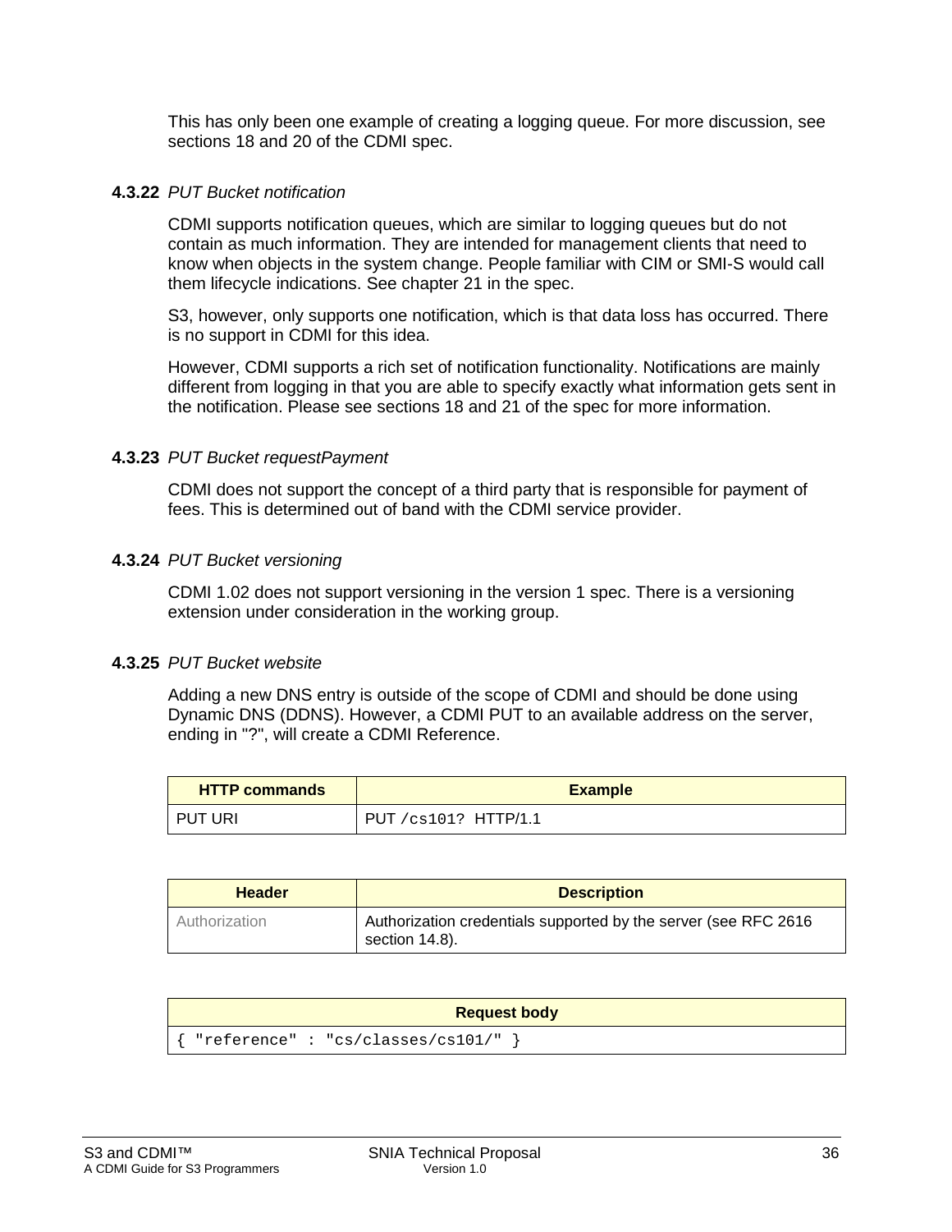This has only been one example of creating a logging queue. For more discussion, see sections 18 and 20 of the CDMI spec.

### 4.3.22 *PUT Bucket notification*

CDMI supports notification queues, which are similar to logging queues but do not contain as much information. They are intended for management clients that need to know when objects in the system change. People familiar with CIM or SMI-S would call them lifecycle indications. See chapter 21 in the spec.

S3, however, only supports one notification, which is that data loss has occurred. There is no support in CDMI for this idea.

However, CDMI supports a rich set of notification functionality. Notifications are mainly different from logging in that you are able to specify exactly what information gets sent in the notification. Please see sections 18 and 21 of the spec for more information.

### 4.3.23 *PUT Bucket requestPayment*

CDMI does not support the concept of a third party that is responsible for payment of fees. This is determined out of band with the CDMI service provider.

### 4.3.24 *PUT Bucket versioning*

CDMI 1.02 does not support versioning in the version 1 spec. There is a versioning extension under consideration in the working group.

### 4.3.25 *PUT Bucket website*

Adding a new DNS entry is outside of the scope of CDMI and should be done using Dynamic DNS (DDNS). However, a CDMI PUT to an available address on the server, ending in "?", will create a CDMI Reference.

| HTTP commands | Example |
|---|---|
| PUT URI | PUT `/cs101?  HTTP/1.1` |

| Header | Description |
|---|---|
| Authorization | Authorization credentials supported by the server (see RFC 2616 section 14.8). |

| Request body |
|---|
| `{ "reference" : "cs/classes/cs101/" }` |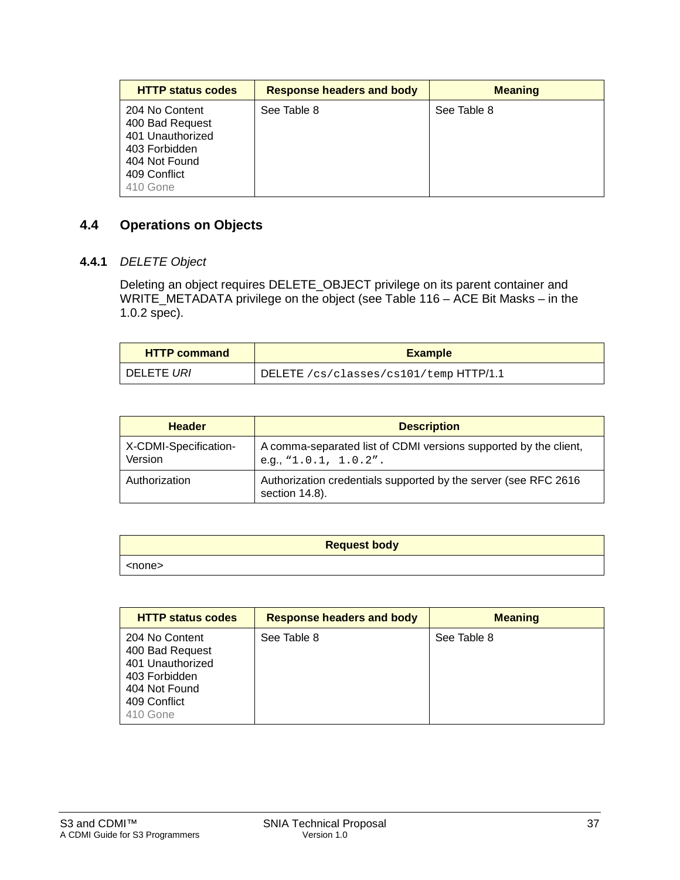| HTTP status codes | Response headers and body | Meaning |
|---|---|---|
| 204 No Content<br>400 Bad Request<br>401 Unauthorized<br>403 Forbidden<br>404 Not Found<br>409 Conflict<br>410 Gone | See Table 8 | See Table 8 |

## 4.4 Operations on Objects

### 4.4.1 *DELETE Object*

Deleting an object requires DELETE_OBJECT privilege on its parent container and WRITE_METADATA privilege on the object (see Table 116 – ACE Bit Masks – in the 1.0.2 spec).

| HTTP command | Example |
|---|---|
| DELETE *URI* | DELETE `/cs/classes/cs101/temp` HTTP/1.1 |

| Header | Description |
|---|---|
| X-CDMI-Specification-Version | A comma-separated list of CDMI versions supported by the client, e.g., `“1.0.1, 1.0.2”.` |
| Authorization | Authorization credentials supported by the server (see RFC 2616 section 14.8). |

| Request body |
|---|
| <none> |

| HTTP status codes | Response headers and body | Meaning |
|---|---|---|
| 204 No Content<br>400 Bad Request<br>401 Unauthorized<br>403 Forbidden<br>404 Not Found<br>409 Conflict<br>410 Gone | See Table 8 | See Table 8 |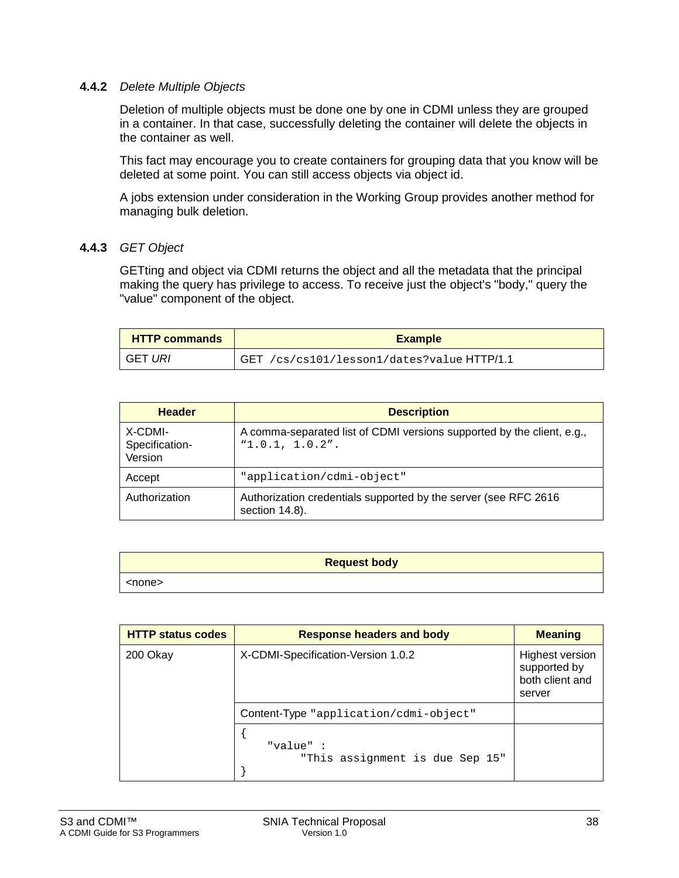### 4.4.2 *Delete Multiple Objects*

Deletion of multiple objects must be done one by one in CDMI unless they are grouped in a container. In that case, successfully deleting the container will delete the objects in the container as well.

This fact may encourage you to create containers for grouping data that you know will be deleted at some point. You can still access objects via object id.

A jobs extension under consideration in the Working Group provides another method for managing bulk deletion.

### 4.4.3 *GET Object*

GETting and object via CDMI returns the object and all the metadata that the principal making the query has privilege to access. To receive just the object's "body," query the "value" component of the object.

| HTTP commands | Example |
|---|---|
| GET *URI* | `GET /cs/cs101/lesson1/dates?value` HTTP/1.1 |

| Header | Description |
|---|---|
| X-CDMI-Specification-Version | A comma-separated list of CDMI versions supported by the client, e.g., `“1.0.1, 1.0.2”.` |
| Accept | `"application/cdmi-object"` |
| Authorization | Authorization credentials supported by the server (see RFC 2616 section 14.8). |

| Request body |
|---|
| <none> |

| HTTP status codes | Response headers and body | Meaning |
|---|---|---|
| 200 Okay | X-CDMI-Specification-Version 1.0.2 | Highest version supported by both client and server |
| | Content-Type `"application/cdmi-object"` | |
| | `{ "value" : "This assignment is due Sep 15" }` | |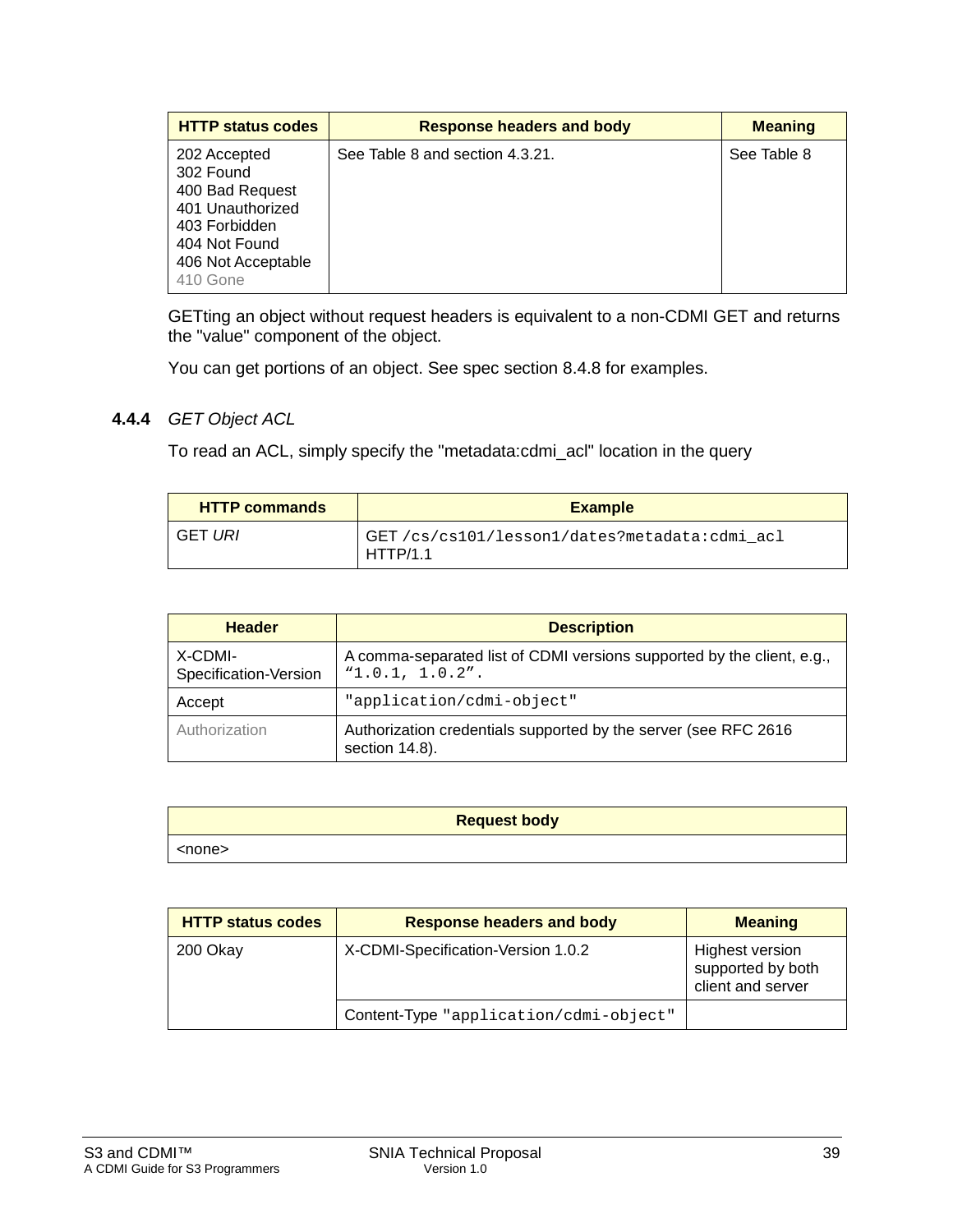| HTTP status codes | Response headers and body | Meaning |
|---|---|---|
| 202 Accepted<br>302 Found<br>400 Bad Request<br>401 Unauthorized<br>403 Forbidden<br>404 Not Found<br>406 Not Acceptable<br>410 Gone | See Table 8 and section 4.3.21. | See Table 8 |

GETting an object without request headers is equivalent to a non-CDMI GET and returns the "value" component of the object.

You can get portions of an object. See spec section 8.4.8 for examples.

### 4.4.4 *GET Object ACL*

To read an ACL, simply specify the "metadata:cdmi_acl" location in the query

| HTTP commands | Example |
|---|---|
| GET *URI* | GET `/cs/cs101/lesson1/dates?metadata:cdmi_acl` HTTP/1.1 |

| Header | Description |
|---|---|
| X-CDMI-Specification-Version | A comma-separated list of CDMI versions supported by the client, e.g., `“1.0.1, 1.0.2”.` |
| Accept | `"application/cdmi-object"` |
| Authorization | Authorization credentials supported by the server (see RFC 2616 section 14.8). |

| Request body |
|---|
| <none> |

| HTTP status codes | Response headers and body | Meaning |
|---|---|---|
| 200 Okay | X-CDMI-Specification-Version 1.0.2 | Highest version supported by both client and server |
| | Content-Type `"application/cdmi-object"` | |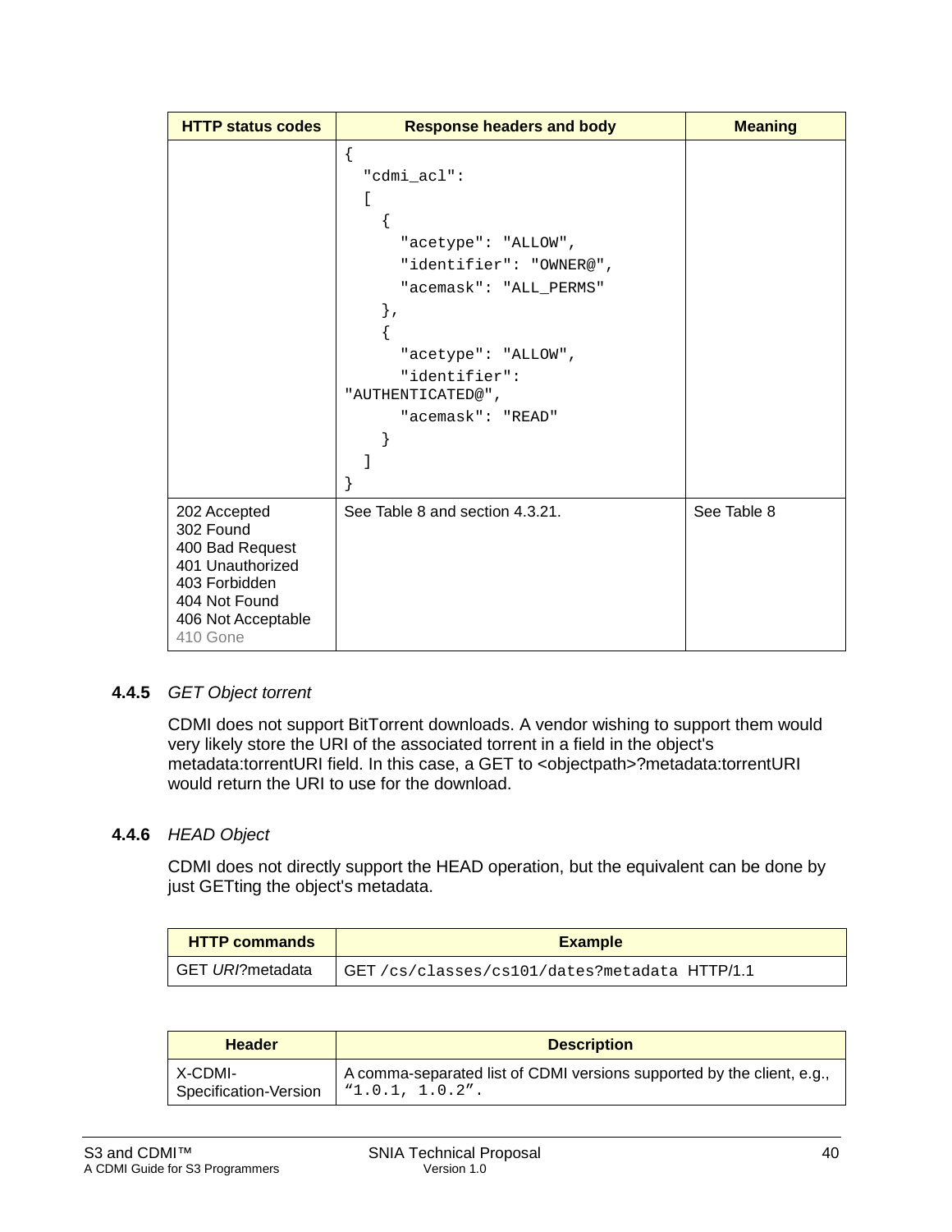| HTTP status codes | Response headers and body | Meaning |
|---|---|---|
| | `{ "cdmi_acl": [ { "acetype": "ALLOW", "identifier": "OWNER@", "acemask": "ALL_PERMS" }, { "acetype": "ALLOW", "identifier": "AUTHENTICATED@", "acemask": "READ" } ] }` | |
| 202 Accepted<br>302 Found<br>400 Bad Request<br>401 Unauthorized<br>403 Forbidden<br>404 Not Found<br>406 Not Acceptable<br>410 Gone | See Table 8 and section 4.3.21. | See Table 8 |

### 4.4.5 *GET Object torrent*

CDMI does not support BitTorrent downloads. A vendor wishing to support them would very likely store the URI of the associated torrent in a field in the object's metadata:torrentURI field. In this case, a GET to <objectpath>?metadata:torrentURI would return the URI to use for the download.

### 4.4.6 *HEAD Object*

CDMI does not directly support the HEAD operation, but the equivalent can be done by just GETting the object's metadata.

| HTTP commands | Example |
|---|---|
| GET *URI*?metadata | GET `/cs/classes/cs101/dates?metadata` HTTP/1.1 |

| Header | Description |
|---|---|
| X-CDMI-Specification-Version | A comma-separated list of CDMI versions supported by the client, e.g., `"1.0.1, 1.0.2"`. |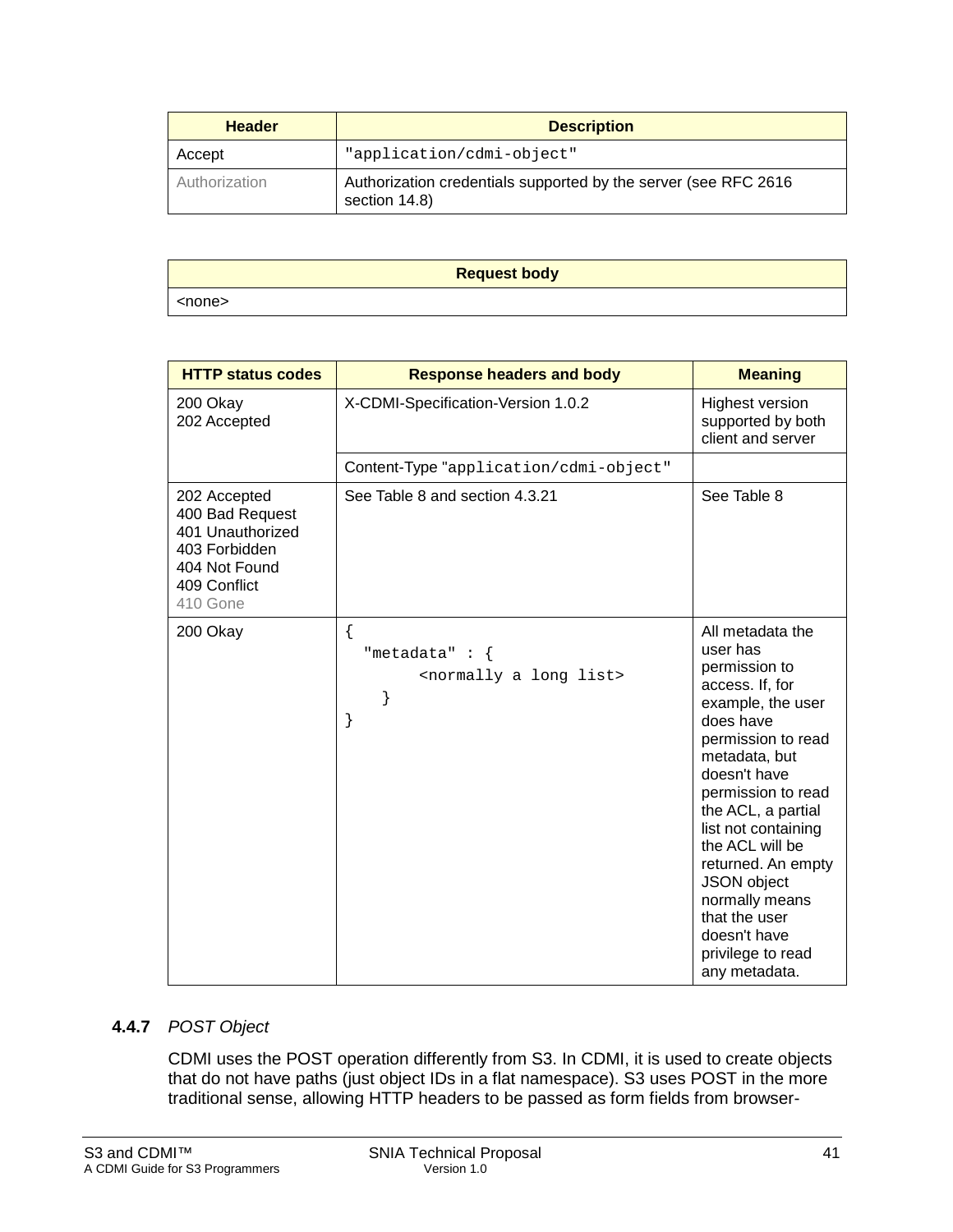| Header | Description |
|---|---|
| Accept | "application/cdmi-object" |
| Authorization | Authorization credentials supported by the server (see RFC 2616 section 14.8) |

| Request body |
|---|
| <none> |

| HTTP status codes | Response headers and body | Meaning |
|---|---|---|
| 200 Okay<br>202 Accepted | X-CDMI-Specification-Version 1.0.2 | Highest version supported by both client and server |
| | Content-Type "application/cdmi-object" | |
| 202 Accepted<br>400 Bad Request<br>401 Unauthorized<br>403 Forbidden<br>404 Not Found<br>409 Conflict<br>410 Gone | See Table 8 and section 4.3.21 | See Table 8 |
| 200 Okay | `{ "metadata" : { <normally a long list> } }` | All metadata the user has permission to access. If, for example, the user does have permission to read metadata, but doesn't have permission to read the ACL, a partial list not containing the ACL will be returned. An empty JSON object normally means that the user doesn't have privilege to read any metadata. |

### 4.4.7 *POST Object*

CDMI uses the POST operation differently from S3. In CDMI, it is used to create objects that do not have paths (just object IDs in a flat namespace). S3 uses POST in the more traditional sense, allowing HTTP headers to be passed as form fields from browser-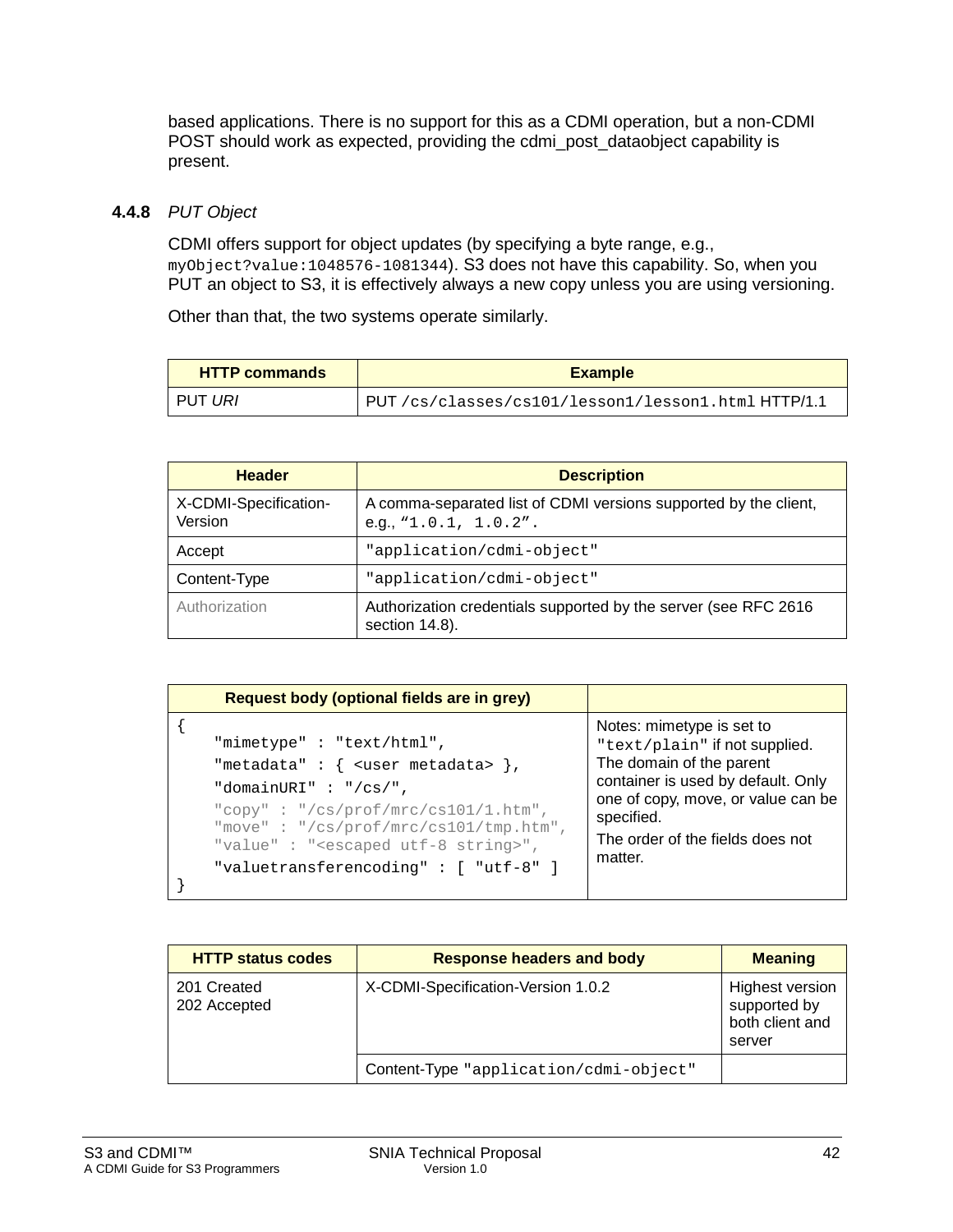based applications. There is no support for this as a CDMI operation, but a non-CDMI POST should work as expected, providing the cdmi_post_dataobject capability is present.

### 4.4.8 *PUT Object*

CDMI offers support for object updates (by specifying a byte range, e.g., `myObject?value:1048576-1081344`). S3 does not have this capability. So, when you PUT an object to S3, it is effectively always a new copy unless you are using versioning.

Other than that, the two systems operate similarly.

| HTTP commands | Example |
|---|---|
| PUT *URI* | PUT `/cs/classes/cs101/lesson1/lesson1.html` HTTP/1.1 |

| Header | Description |
|---|---|
| X-CDMI-Specification-Version | A comma-separated list of CDMI versions supported by the client, e.g., `“1.0.1, 1.0.2”`. |
| Accept | `"application/cdmi-object"` |
| Content-Type | `"application/cdmi-object"` |
| Authorization | Authorization credentials supported by the server (see RFC 2616 section 14.8). |

| Request body (optional fields are in grey) | |
|---|---|
| `{ "mimetype" : "text/html", "metadata" : { <user metadata> }, "domainURI" : "/cs/", "copy" : "/cs/prof/mrc/cs101/1.htm", "move" : "/cs/prof/mrc/cs101/tmp.htm", "value" : "<escaped utf-8 string>", "valuetransferencoding" : [ "utf-8" ] }` | Notes: mimetype is set to `"text/plain"` if not supplied. The domain of the parent container is used by default. Only one of copy, move, or value can be specified. The order of the fields does not matter. |

```
{
    "mimetype" : "text/html",
    "metadata" : { <user metadata> },
    "domainURI" : "/cs/",
    "copy" : "/cs/prof/mrc/cs101/1.htm",
    "move" : "/cs/prof/mrc/cs101/tmp.htm",
    "value" : "<escaped utf-8 string>",
    "valuetransferencoding" : [ "utf-8" ]
}
```

| HTTP status codes | Response headers and body | Meaning |
|---|---|---|
| 201 Created<br>202 Accepted | X-CDMI-Specification-Version 1.0.2 | Highest version supported by both client and server |
| | Content-Type `"application/cdmi-object"` | |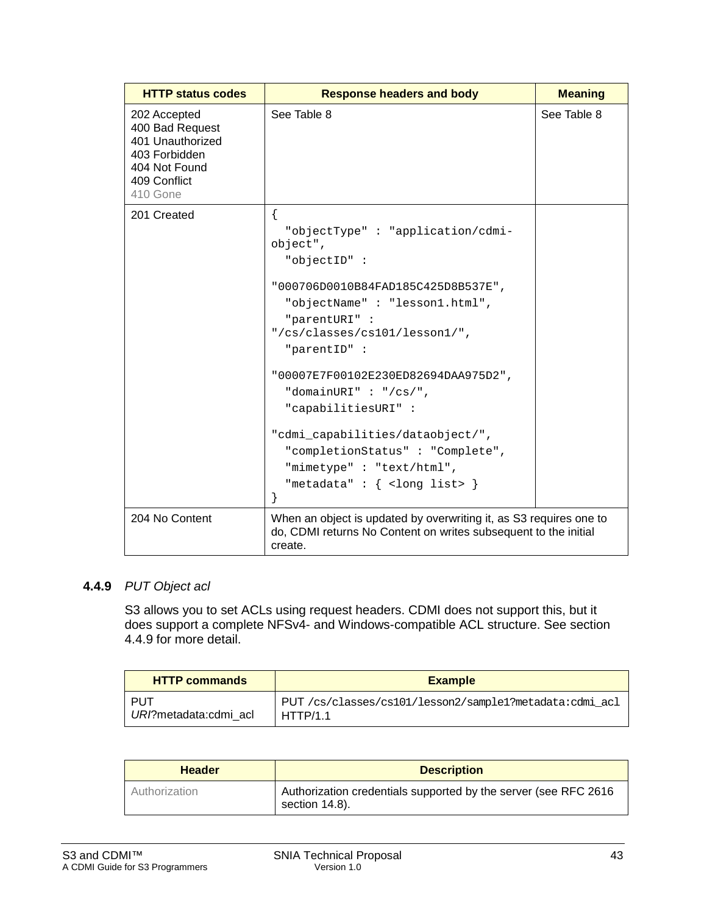| HTTP status codes | Response headers and body | Meaning |
|---|---|---|
| 202 Accepted<br>400 Bad Request<br>401 Unauthorized<br>403 Forbidden<br>404 Not Found<br>409 Conflict<br>410 Gone | See Table 8 | See Table 8 |
| 201 Created | `{`<br>`"objectType" : "application/cdmi-object",`<br>`"objectID" : "000706D0010B84FAD185C425D8B537E",`<br>`"objectName" : "lesson1.html",`<br>`"parentURI" : "/cs/classes/cs101/lesson1/",`<br>`"parentID" : "00007E7F00102E230ED82694DAA975D2",`<br>`"domainURI" : "/cs/",`<br>`"capabilitiesURI" : "cdmi_capabilities/dataobject/",`<br>`"completionStatus" : "Complete",`<br>`"mimetype" : "text/html",`<br>`"metadata" : { <long list> }`<br>`}` | |
| 204 No Content | When an object is updated by overwriting it, as S3 requires one to do, CDMI returns No Content on writes subsequent to the initial create. | |

### 4.4.9 *PUT Object acl*

S3 allows you to set ACLs using request headers. CDMI does not support this, but it does support a complete NFSv4- and Windows-compatible ACL structure. See section 4.4.9 for more detail.

| HTTP commands | Example |
|---|---|
| PUT *URI*?metadata:cdmi_acl | PUT `/cs/classes/cs101/lesson2/sample1?metadata:cdmi_acl` HTTP/1.1 |

| Header | Description |
|---|---|
| Authorization | Authorization credentials supported by the server (see RFC 2616 section 14.8). |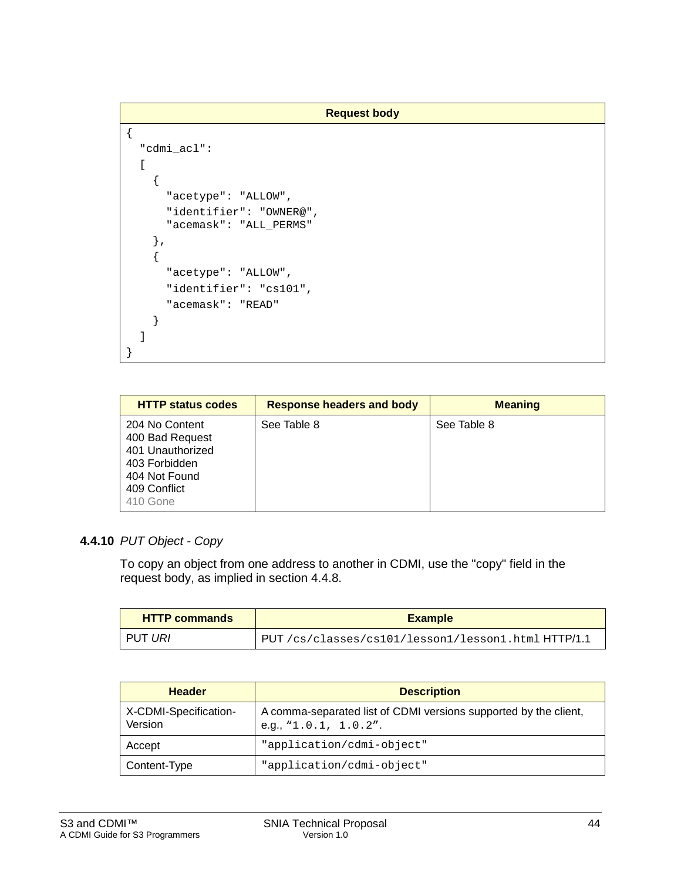| Request body |
| --- |
| `{ "cdmi_acl": [ { "acetype": "ALLOW", "identifier": "OWNER@", "acemask": "ALL_PERMS" }, { "acetype": "ALLOW", "identifier": "cs101", "acemask": "READ" } ] }` |

```
{
  "cdmi_acl":
  [
    {
      "acetype": "ALLOW",
      "identifier": "OWNER@",
      "acemask": "ALL_PERMS"
    },
    {
      "acetype": "ALLOW",
      "identifier": "cs101",
      "acemask": "READ"
    }
  ]
}
```

| HTTP status codes | Response headers and body | Meaning |
| --- | --- | --- |
| 204 No Content<br>400 Bad Request<br>401 Unauthorized<br>403 Forbidden<br>404 Not Found<br>409 Conflict<br>410 Gone | See Table 8 | See Table 8 |

### 4.4.10 *PUT Object - Copy*

To copy an object from one address to another in CDMI, use the "copy" field in the request body, as implied in section 4.4.8.

| HTTP commands | Example |
| --- | --- |
| PUT *URI* | PUT `/cs/classes/cs101/lesson1/lesson1.html` HTTP/1.1 |

| Header | Description |
| --- | --- |
| X-CDMI-Specification-Version | A comma-separated list of CDMI versions supported by the client, e.g., "`1.0.1, 1.0.2`". |
| Accept | `"application/cdmi-object"` |
| Content-Type | `"application/cdmi-object"` |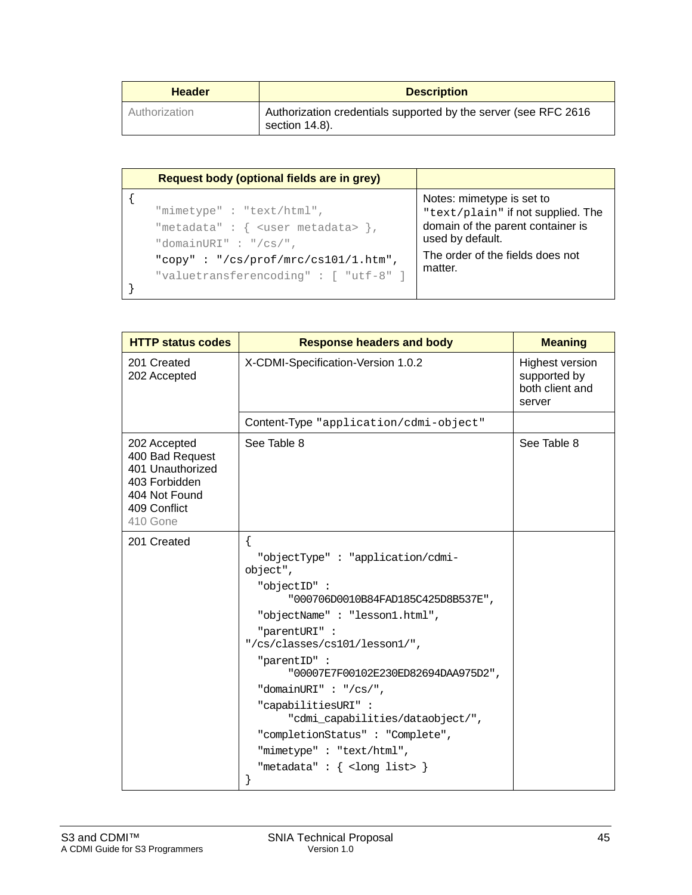| Header | Description |
|---|---|
| Authorization | Authorization credentials supported by the server (see RFC 2616 section 14.8). |

| Request body (optional fields are in grey) | |
|---|---|
| `{ "mimetype" : "text/html", "metadata" : { <user metadata> }, "domainURI" : "/cs/", "copy" : "/cs/prof/mrc/cs101/1.htm", "valuetransferencoding" : [ "utf-8" ] }` | Notes: mimetype is set to `"text/plain"` if not supplied. The domain of the parent container is used by default. The order of the fields does not matter. |

| HTTP status codes | Response headers and body | Meaning |
|---|---|---|
| 201 Created<br>202 Accepted | X-CDMI-Specification-Version 1.0.2 | Highest version supported by both client and server |
| | Content-Type `"application/cdmi-object"` | |
| 202 Accepted<br>400 Bad Request<br>401 Unauthorized<br>403 Forbidden<br>404 Not Found<br>409 Conflict<br>410 Gone | See Table 8 | See Table 8 |
| 201 Created | `{ "objectType" : "application/cdmi-object", "objectID" : "000706D0010B84FAD185C425D8B537E", "objectName" : "lesson1.html", "parentURI" : "/cs/classes/cs101/lesson1/", "parentID" : "00007E7F00102E230ED82694DAA975D2", "domainURI" : "/cs/", "capabilitiesURI" : "cdmi_capabilities/dataobject/", "completionStatus" : "Complete", "mimetype" : "text/html", "metadata" : { <long list> } }` | |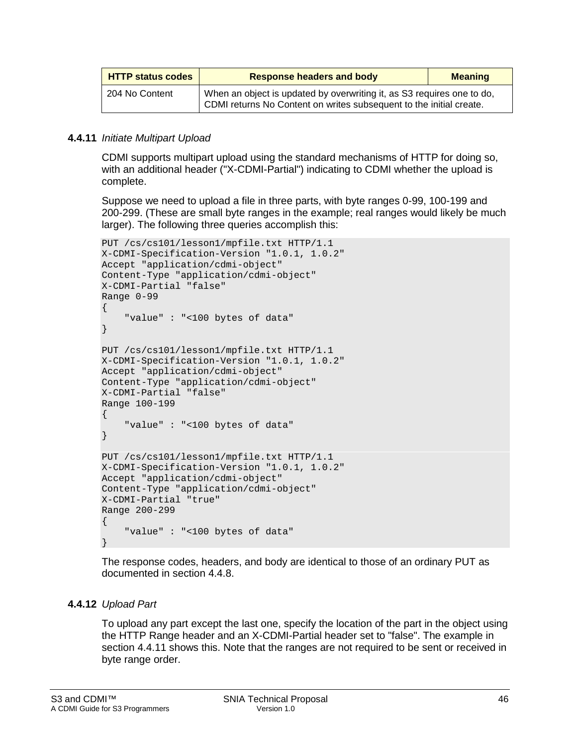| HTTP status codes | Response headers and body | Meaning |
|---|---|---|
| 204 No Content | When an object is updated by overwriting it, as S3 requires one to do, CDMI returns No Content on writes subsequent to the initial create. | |

### 4.4.11 *Initiate Multipart Upload*

CDMI supports multipart upload using the standard mechanisms of HTTP for doing so, with an additional header ("X-CDMI-Partial") indicating to CDMI whether the upload is complete.

Suppose we need to upload a file in three parts, with byte ranges 0-99, 100-199 and 200-299. (These are small byte ranges in the example; real ranges would likely be much larger). The following three queries accomplish this:

```
PUT /cs/cs101/lesson1/mpfile.txt HTTP/1.1
X-CDMI-Specification-Version "1.0.1, 1.0.2"
Accept "application/cdmi-object"
Content-Type "application/cdmi-object"
X-CDMI-Partial "false"
Range 0-99
{
    "value" : "<100 bytes of data"
}

PUT /cs/cs101/lesson1/mpfile.txt HTTP/1.1
X-CDMI-Specification-Version "1.0.1, 1.0.2"
Accept "application/cdmi-object"
Content-Type "application/cdmi-object"
X-CDMI-Partial "false"
Range 100-199
{
    "value" : "<100 bytes of data"
}

PUT /cs/cs101/lesson1/mpfile.txt HTTP/1.1
X-CDMI-Specification-Version "1.0.1, 1.0.2"
Accept "application/cdmi-object"
Content-Type "application/cdmi-object"
X-CDMI-Partial "true"
Range 200-299
{
    "value" : "<100 bytes of data"
}
```

The response codes, headers, and body are identical to those of an ordinary PUT as documented in section 4.4.8.

### 4.4.12 *Upload Part*

To upload any part except the last one, specify the location of the part in the object using the HTTP Range header and an X-CDMI-Partial header set to "false". The example in section 4.4.11 shows this. Note that the ranges are not required to be sent or received in byte range order.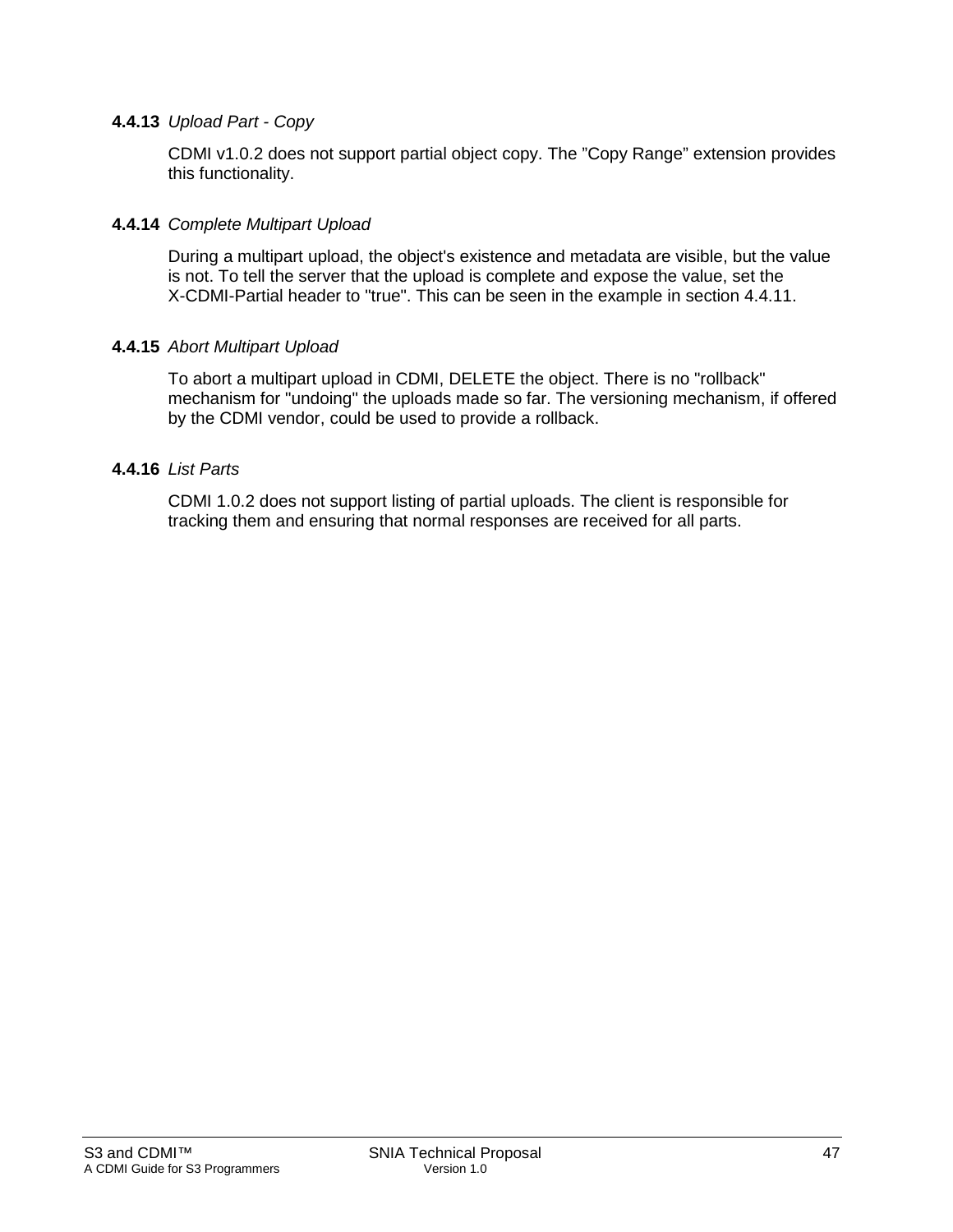#### 4.4.13 *Upload Part - Copy*

CDMI v1.0.2 does not support partial object copy. The "Copy Range" extension provides this functionality.

#### 4.4.14 *Complete Multipart Upload*

During a multipart upload, the object's existence and metadata are visible, but the value is not. To tell the server that the upload is complete and expose the value, set the X-CDMI-Partial header to "true". This can be seen in the example in section 4.4.11.

#### 4.4.15 *Abort Multipart Upload*

To abort a multipart upload in CDMI, DELETE the object. There is no "rollback" mechanism for "undoing" the uploads made so far. The versioning mechanism, if offered by the CDMI vendor, could be used to provide a rollback.

#### 4.4.16 *List Parts*

CDMI 1.0.2 does not support listing of partial uploads. The client is responsible for tracking them and ensuring that normal responses are received for all parts.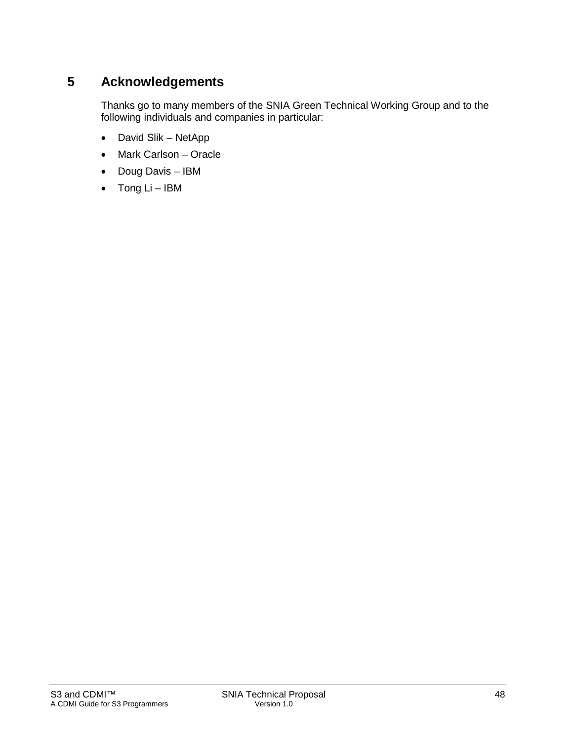# 5 Acknowledgements

Thanks go to many members of the SNIA Green Technical Working Group and to the following individuals and companies in particular:

- David Slik – NetApp
- Mark Carlson – Oracle
- Doug Davis – IBM
- Tong Li – IBM